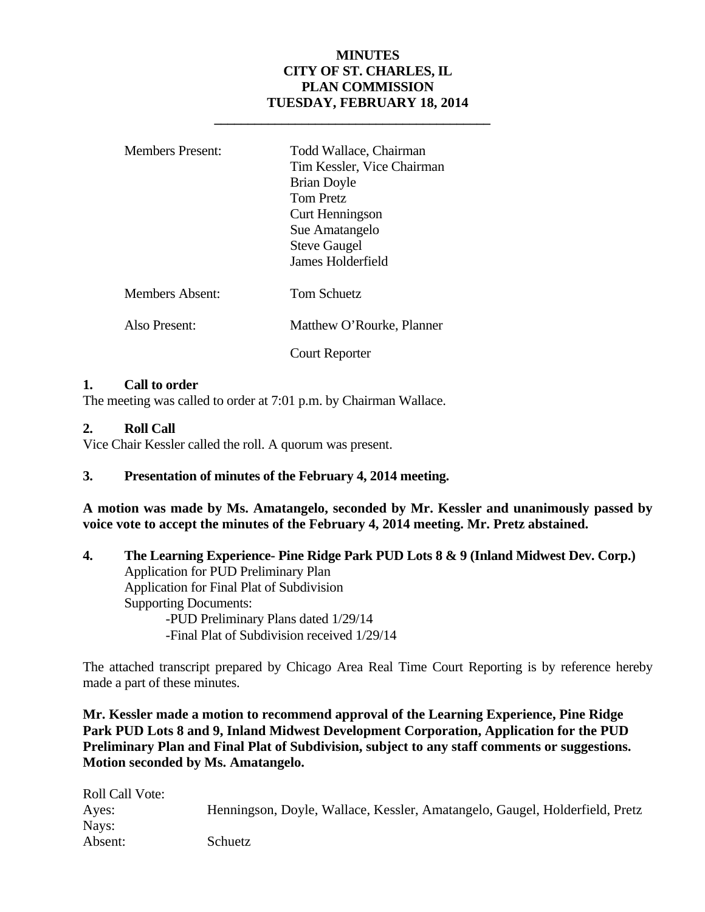# MINUTES
# CITY OF ST. CHARLES, IL
# PLAN COMMISSION
# TUESDAY, FEBRUARY 18, 2014

| | |
|---|---|
| Members Present: | Todd Wallace, Chairman<br>Tim Kessler, Vice Chairman<br>Brian Doyle<br>Tom Pretz<br>Curt Henningson<br>Sue Amatangelo<br>Steve Gaugel<br>James Holderfield |
| Members Absent: | Tom Schuetz |
| Also Present: | Matthew O'Rourke, Planner<br><br>Court Reporter |

**1. Call to order**

The meeting was called to order at 7:01 p.m. by Chairman Wallace.

**2. Roll Call**

Vice Chair Kessler called the roll. A quorum was present.

**3. Presentation of minutes of the February 4, 2014 meeting.**

**A motion was made by Ms. Amatangelo, seconded by Mr. Kessler and unanimously passed by voice vote to accept the minutes of the February 4, 2014 meeting. Mr. Pretz abstained.**

**4. The Learning Experience- Pine Ridge Park PUD Lots 8 & 9 (Inland Midwest Dev. Corp.)**

Application for PUD Preliminary Plan
Application for Final Plat of Subdivision
Supporting Documents:
- PUD Preliminary Plans dated 1/29/14
- Final Plat of Subdivision received 1/29/14

The attached transcript prepared by Chicago Area Real Time Court Reporting is by reference hereby made a part of these minutes.

**Mr. Kessler made a motion to recommend approval of the Learning Experience, Pine Ridge Park PUD Lots 8 and 9, Inland Midwest Development Corporation, Application for the PUD Preliminary Plan and Final Plat of Subdivision, subject to any staff comments or suggestions. Motion seconded by Ms. Amatangelo.**

| | |
|---|---|
| Roll Call Vote: | |
| Ayes: | Henningson, Doyle, Wallace, Kessler, Amatangelo, Gaugel, Holderfield, Pretz |
| Nays: | |
| Absent: | Schuetz |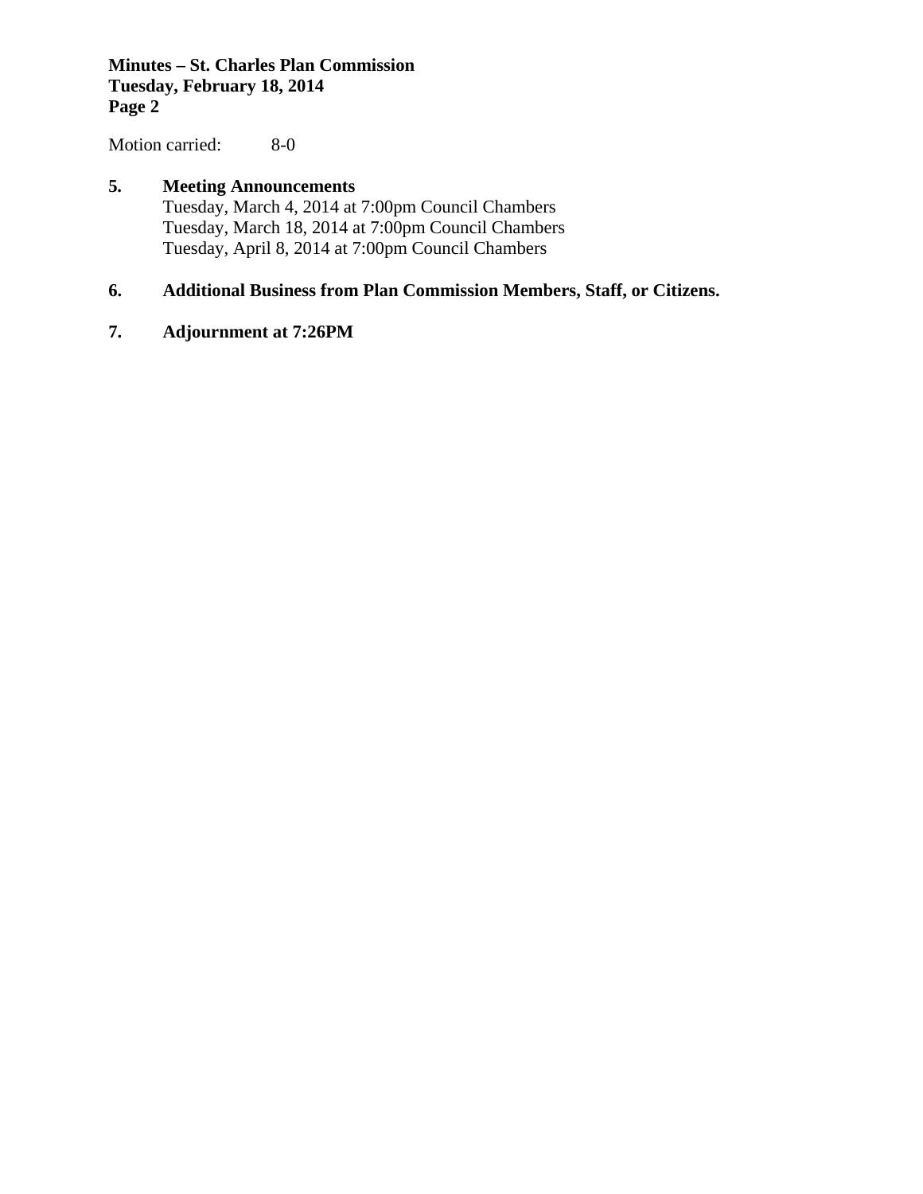Motion carried: 8-0

**5. Meeting Announcements**

Tuesday, March 4, 2014 at 7:00pm Council Chambers
Tuesday, March 18, 2014 at 7:00pm Council Chambers
Tuesday, April 8, 2014 at 7:00pm Council Chambers

**6. Additional Business from Plan Commission Members, Staff, or Citizens.**

**7. Adjournment at 7:26PM**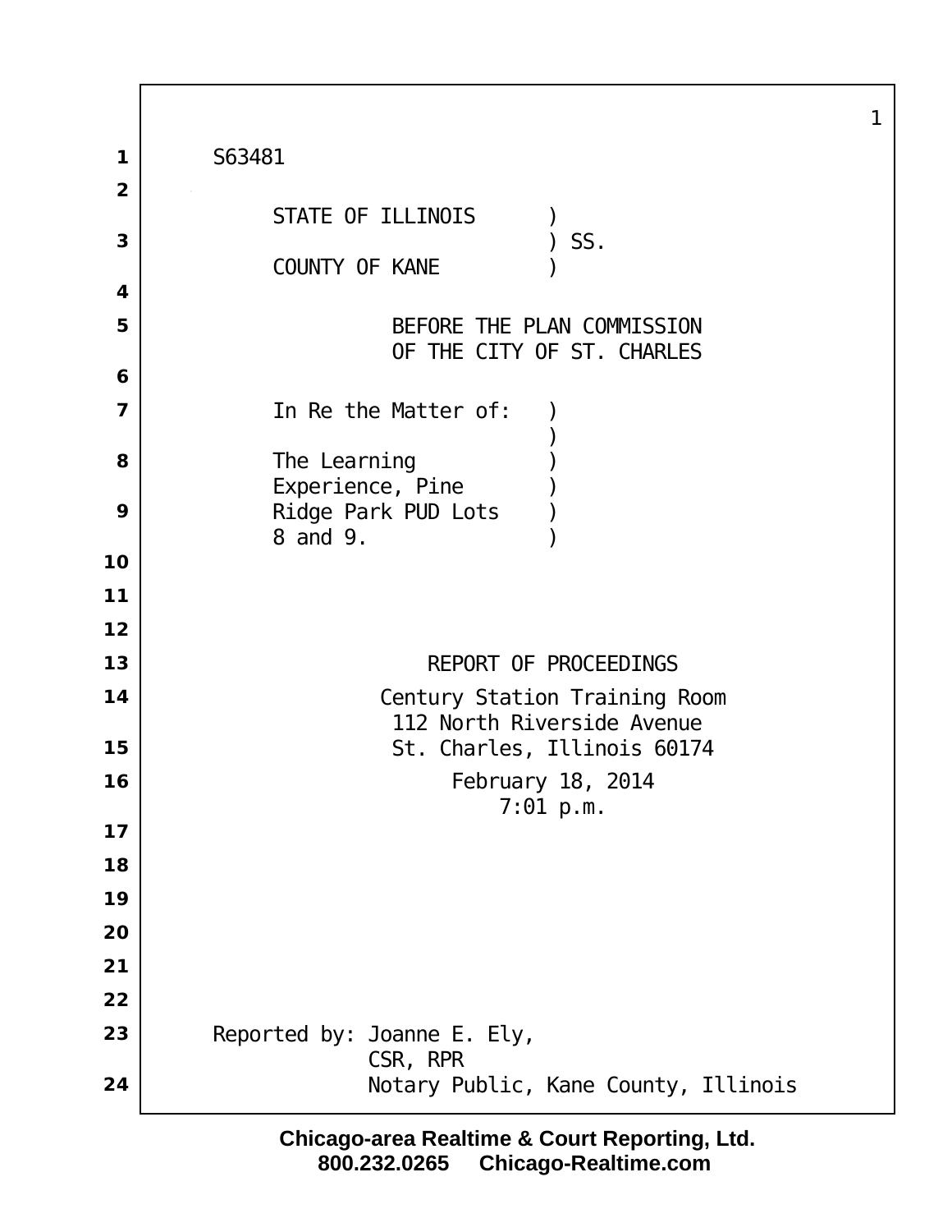S63481

STATE OF ILLINOIS )
) SS.
COUNTY OF KANE )

BEFORE THE PLAN COMMISSION
OF THE CITY OF ST. CHARLES

In Re the Matter of: )
)
The Learning )
Experience, Pine )
Ridge Park PUD Lots )
8 and 9. )

REPORT OF PROCEEDINGS

Century Station Training Room
112 North Riverside Avenue
St. Charles, Illinois 60174

February 18, 2014
7:01 p.m.

Reported by: Joanne E. Ely,
CSR, RPR
Notary Public, Kane County, Illinois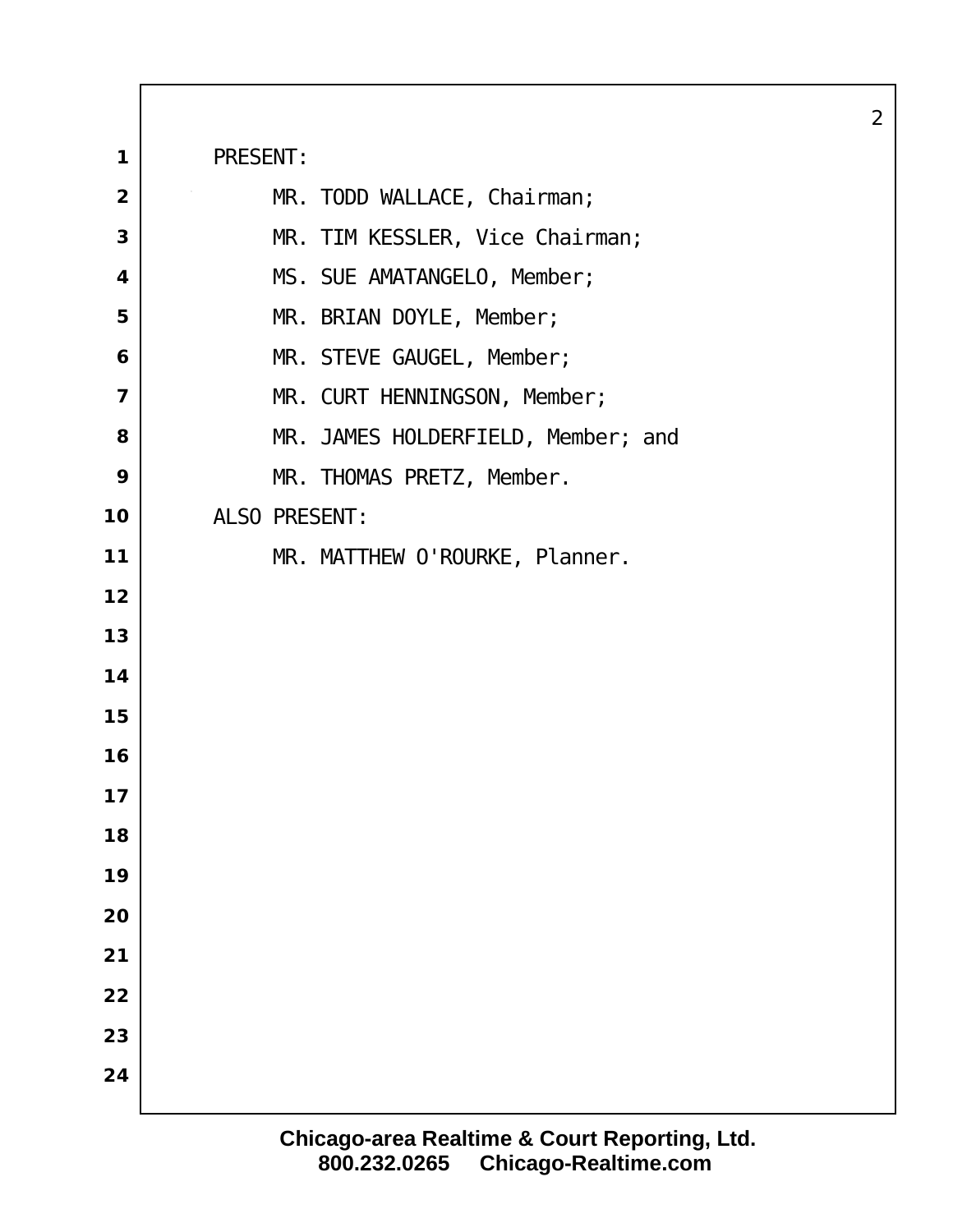PRESENT:

- MR. TODD WALLACE, Chairman;
- MR. TIM KESSLER, Vice Chairman;
- MS. SUE AMATANGELO, Member;
- MR. BRIAN DOYLE, Member;
- MR. STEVE GAUGEL, Member;
- MR. CURT HENNINGSON, Member;
- MR. JAMES HOLDERFIELD, Member; and
- MR. THOMAS PRETZ, Member.

ALSO PRESENT:

- MR. MATTHEW O'ROURKE, Planner.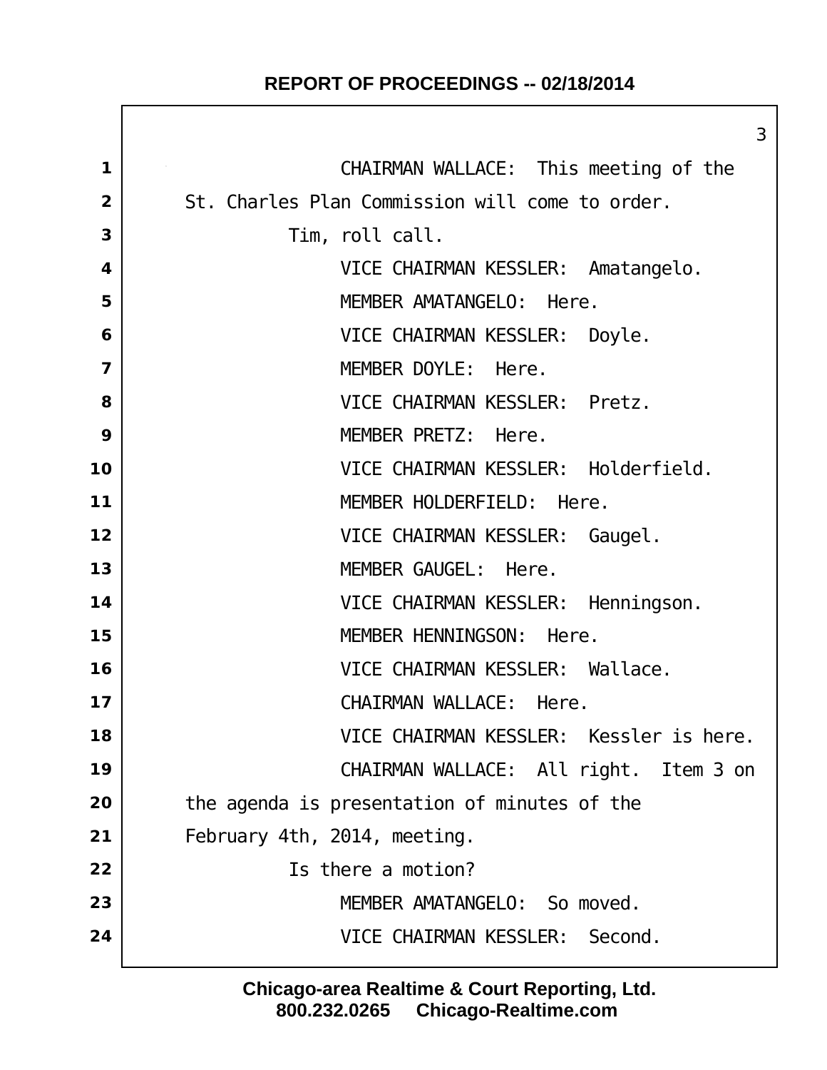CHAIRMAN WALLACE: This meeting of the St. Charles Plan Commission will come to order.

Tim, roll call.

VICE CHAIRMAN KESSLER: Amatangelo.

MEMBER AMATANGELO: Here.

VICE CHAIRMAN KESSLER: Doyle.

MEMBER DOYLE: Here.

VICE CHAIRMAN KESSLER: Pretz.

MEMBER PRETZ: Here.

VICE CHAIRMAN KESSLER: Holderfield.

MEMBER HOLDERFIELD: Here.

VICE CHAIRMAN KESSLER: Gaugel.

MEMBER GAUGEL: Here.

VICE CHAIRMAN KESSLER: Henningson.

MEMBER HENNINGSON: Here.

VICE CHAIRMAN KESSLER: Wallace.

CHAIRMAN WALLACE: Here.

VICE CHAIRMAN KESSLER: Kessler is here.

CHAIRMAN WALLACE: All right. Item 3 on the agenda is presentation of minutes of the February 4th, 2014, meeting.

Is there a motion?

MEMBER AMATANGELO: So moved.

VICE CHAIRMAN KESSLER: Second.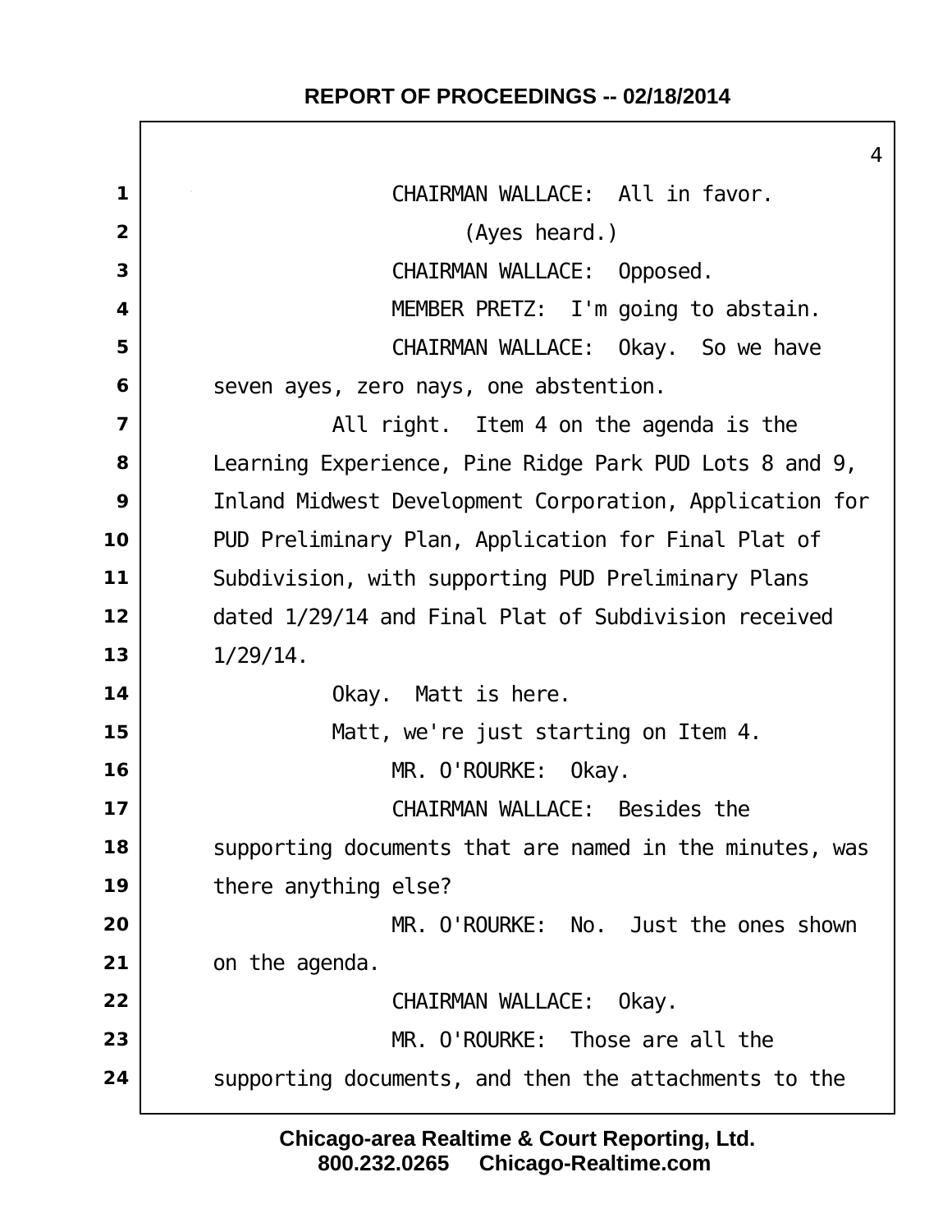CHAIRMAN WALLACE: All in favor.

(Ayes heard.)

CHAIRMAN WALLACE: Opposed.

MEMBER PRETZ: I'm going to abstain.

CHAIRMAN WALLACE: Okay. So we have seven ayes, zero nays, one abstention.

All right. Item 4 on the agenda is the Learning Experience, Pine Ridge Park PUD Lots 8 and 9, Inland Midwest Development Corporation, Application for PUD Preliminary Plan, Application for Final Plat of Subdivision, with supporting PUD Preliminary Plans dated 1/29/14 and Final Plat of Subdivision received 1/29/14.

Okay. Matt is here.

Matt, we're just starting on Item 4.

MR. O'ROURKE: Okay.

CHAIRMAN WALLACE: Besides the supporting documents that are named in the minutes, was there anything else?

MR. O'ROURKE: No. Just the ones shown on the agenda.

CHAIRMAN WALLACE: Okay.

MR. O'ROURKE: Those are all the supporting documents, and then the attachments to the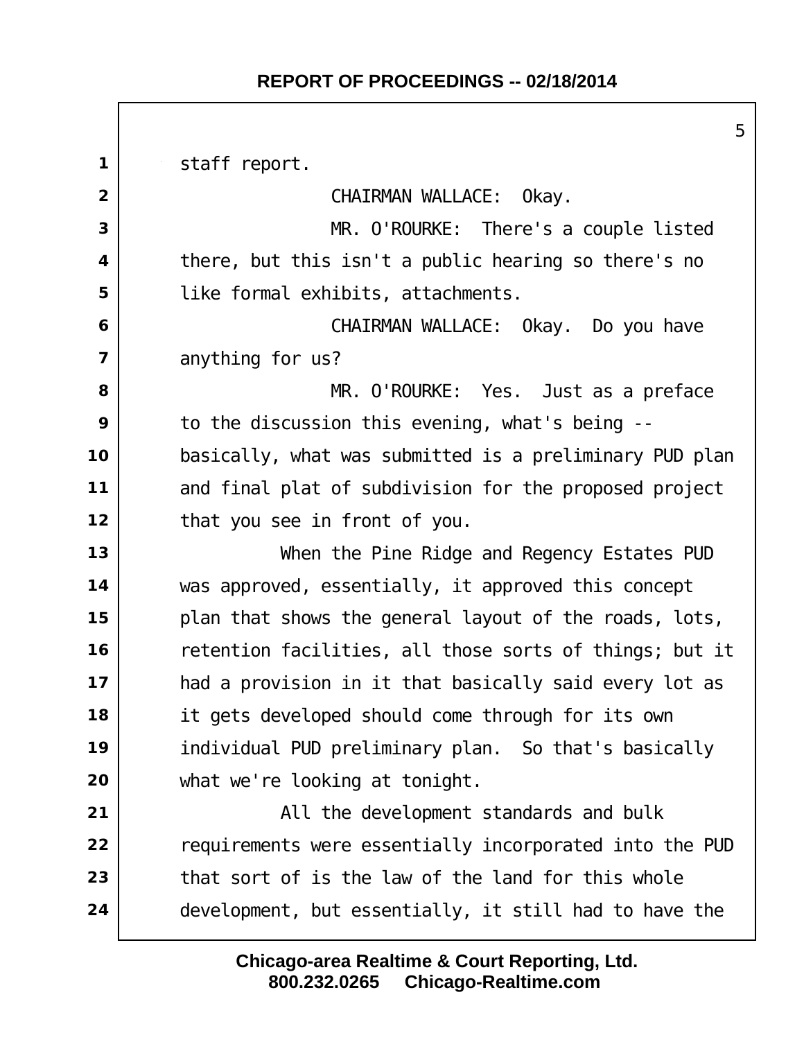staff report.

CHAIRMAN WALLACE: Okay.

MR. O'ROURKE: There's a couple listed there, but this isn't a public hearing so there's no like formal exhibits, attachments.

CHAIRMAN WALLACE: Okay. Do you have anything for us?

MR. O'ROURKE: Yes. Just as a preface to the discussion this evening, what's being -- basically, what was submitted is a preliminary PUD plan and final plat of subdivision for the proposed project that you see in front of you.

When the Pine Ridge and Regency Estates PUD was approved, essentially, it approved this concept plan that shows the general layout of the roads, lots, retention facilities, all those sorts of things; but it had a provision in it that basically said every lot as it gets developed should come through for its own individual PUD preliminary plan. So that's basically what we're looking at tonight.

All the development standards and bulk requirements were essentially incorporated into the PUD that sort of is the law of the land for this whole development, but essentially, it still had to have the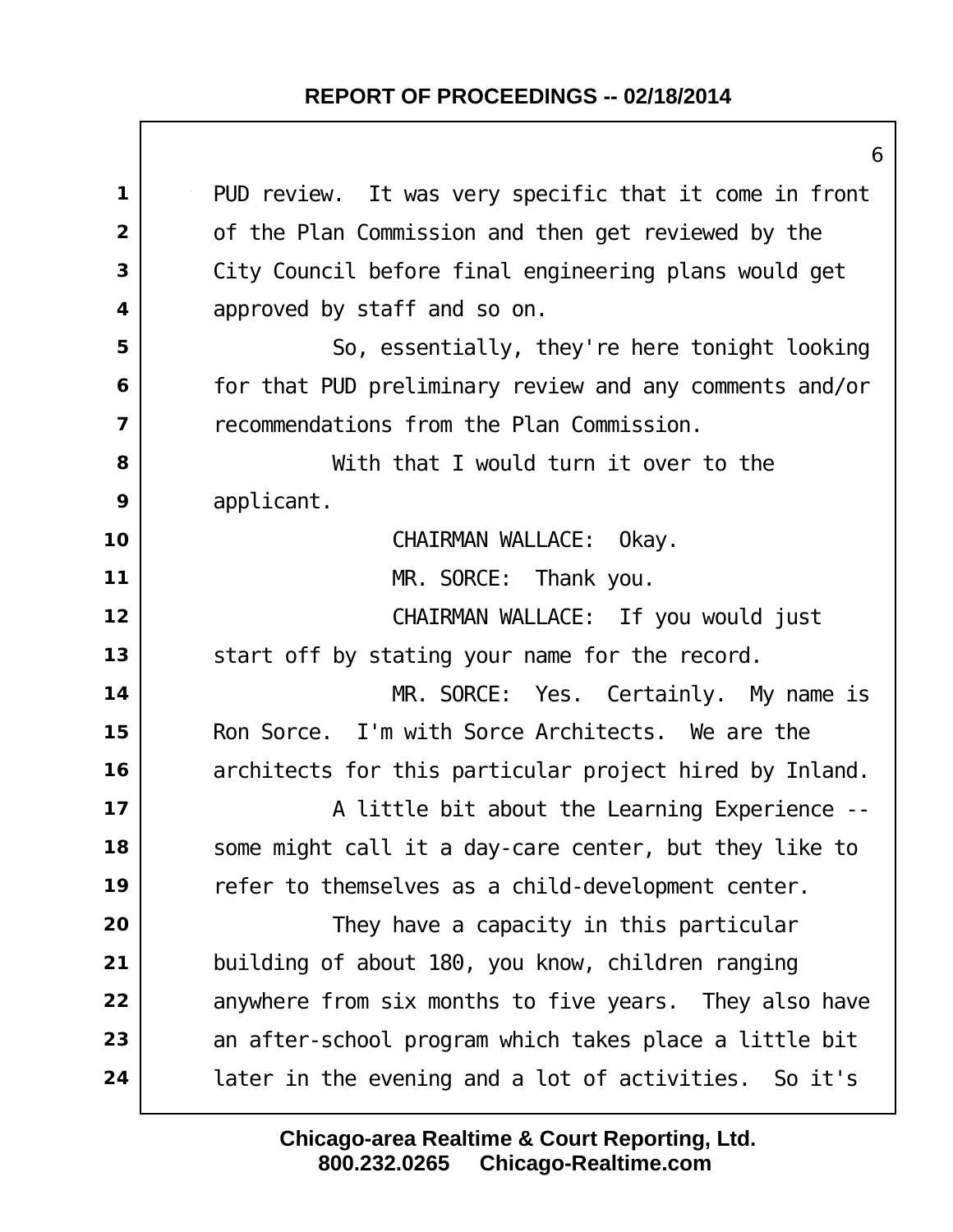PUD review. It was very specific that it come in front of the Plan Commission and then get reviewed by the City Council before final engineering plans would get approved by staff and so on.

So, essentially, they're here tonight looking for that PUD preliminary review and any comments and/or recommendations from the Plan Commission.

With that I would turn it over to the applicant.

CHAIRMAN WALLACE: Okay.

MR. SORCE: Thank you.

CHAIRMAN WALLACE: If you would just start off by stating your name for the record.

MR. SORCE: Yes. Certainly. My name is Ron Sorce. I'm with Sorce Architects. We are the architects for this particular project hired by Inland.

A little bit about the Learning Experience -- some might call it a day-care center, but they like to refer to themselves as a child-development center.

They have a capacity in this particular building of about 180, you know, children ranging anywhere from six months to five years. They also have an after-school program which takes place a little bit later in the evening and a lot of activities. So it's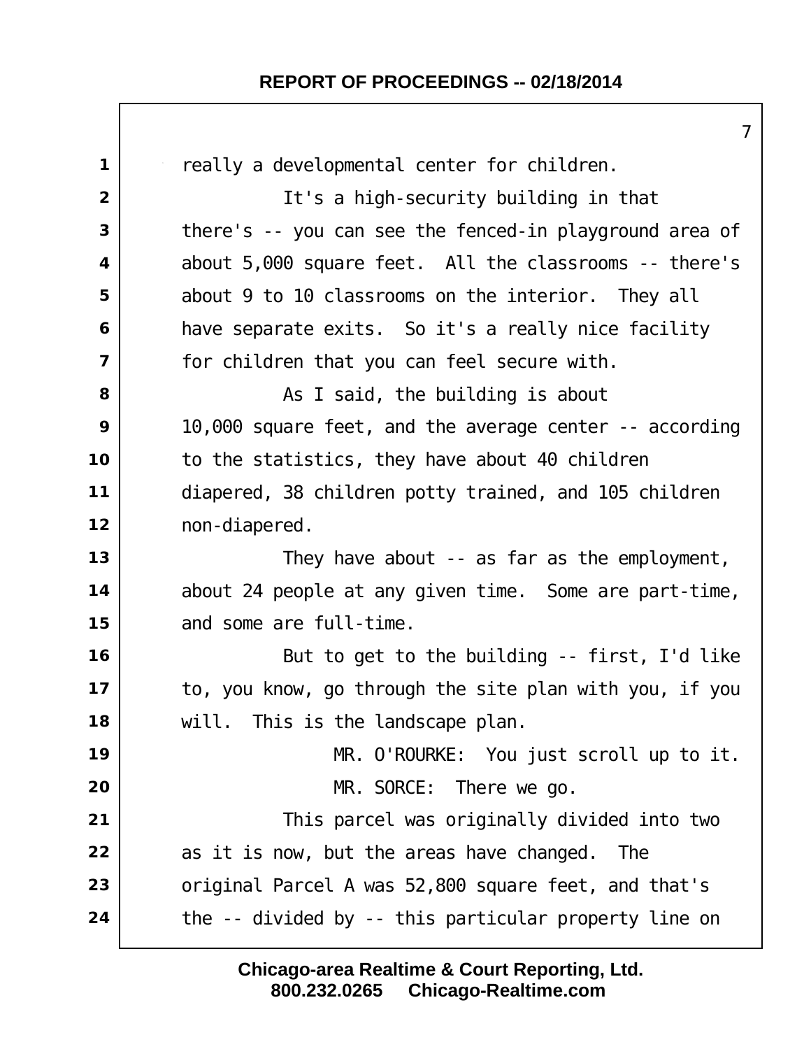really a developmental center for children.

It's a high-security building in that there's -- you can see the fenced-in playground area of about 5,000 square feet. All the classrooms -- there's about 9 to 10 classrooms on the interior. They all have separate exits. So it's a really nice facility for children that you can feel secure with.

As I said, the building is about 10,000 square feet, and the average center -- according to the statistics, they have about 40 children diapered, 38 children potty trained, and 105 children non-diapered.

They have about -- as far as the employment, about 24 people at any given time. Some are part-time, and some are full-time.

But to get to the building -- first, I'd like to, you know, go through the site plan with you, if you will. This is the landscape plan.

MR. O'ROURKE: You just scroll up to it.

MR. SORCE: There we go.

This parcel was originally divided into two as it is now, but the areas have changed. The original Parcel A was 52,800 square feet, and that's the -- divided by -- this particular property line on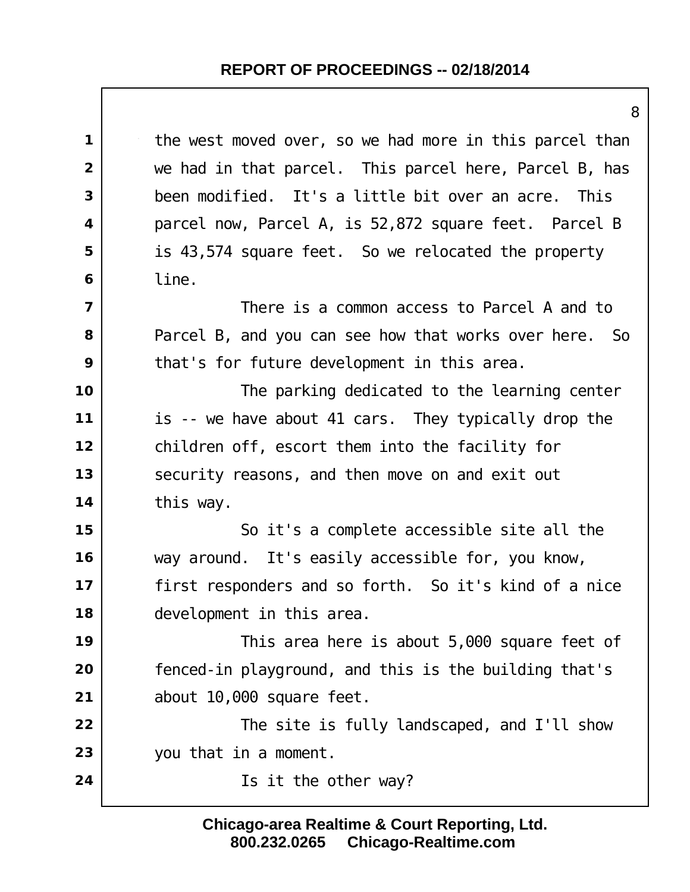the west moved over, so we had more in this parcel than we had in that parcel. This parcel here, Parcel B, has been modified. It's a little bit over an acre. This parcel now, Parcel A, is 52,872 square feet. Parcel B is 43,574 square feet. So we relocated the property line.

There is a common access to Parcel A and to Parcel B, and you can see how that works over here. So that's for future development in this area.

The parking dedicated to the learning center is -- we have about 41 cars. They typically drop the children off, escort them into the facility for security reasons, and then move on and exit out this way.

So it's a complete accessible site all the way around. It's easily accessible for, you know, first responders and so forth. So it's kind of a nice development in this area.

This area here is about 5,000 square feet of fenced-in playground, and this is the building that's about 10,000 square feet.

The site is fully landscaped, and I'll show you that in a moment.

Is it the other way?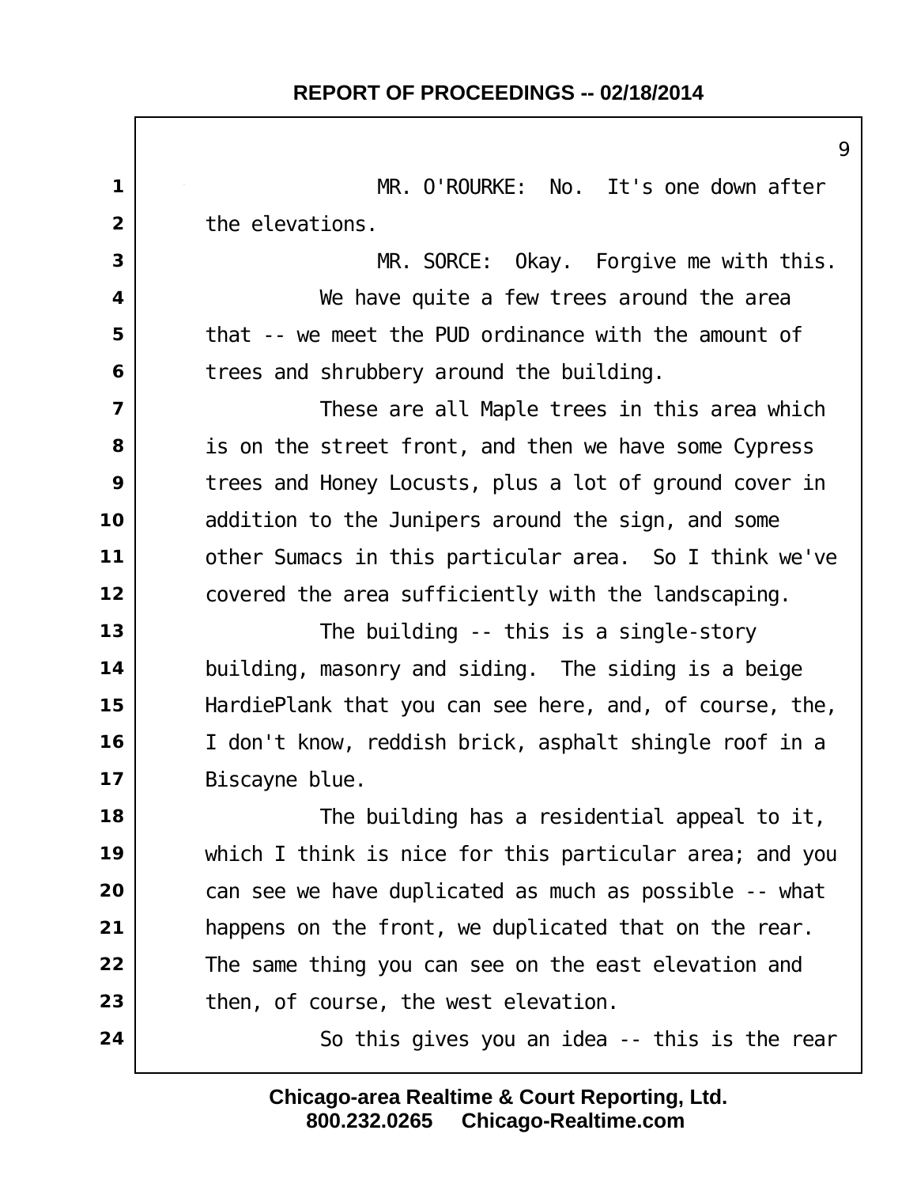MR. O'ROURKE: No. It's one down after the elevations.

MR. SORCE: Okay. Forgive me with this.

We have quite a few trees around the area that -- we meet the PUD ordinance with the amount of trees and shrubbery around the building.

These are all Maple trees in this area which is on the street front, and then we have some Cypress trees and Honey Locusts, plus a lot of ground cover in addition to the Junipers around the sign, and some other Sumacs in this particular area. So I think we've covered the area sufficiently with the landscaping.

The building -- this is a single-story building, masonry and siding. The siding is a beige HardiePlank that you can see here, and, of course, the, I don't know, reddish brick, asphalt shingle roof in a Biscayne blue.

The building has a residential appeal to it, which I think is nice for this particular area; and you can see we have duplicated as much as possible -- what happens on the front, we duplicated that on the rear. The same thing you can see on the east elevation and then, of course, the west elevation.

So this gives you an idea -- this is the rear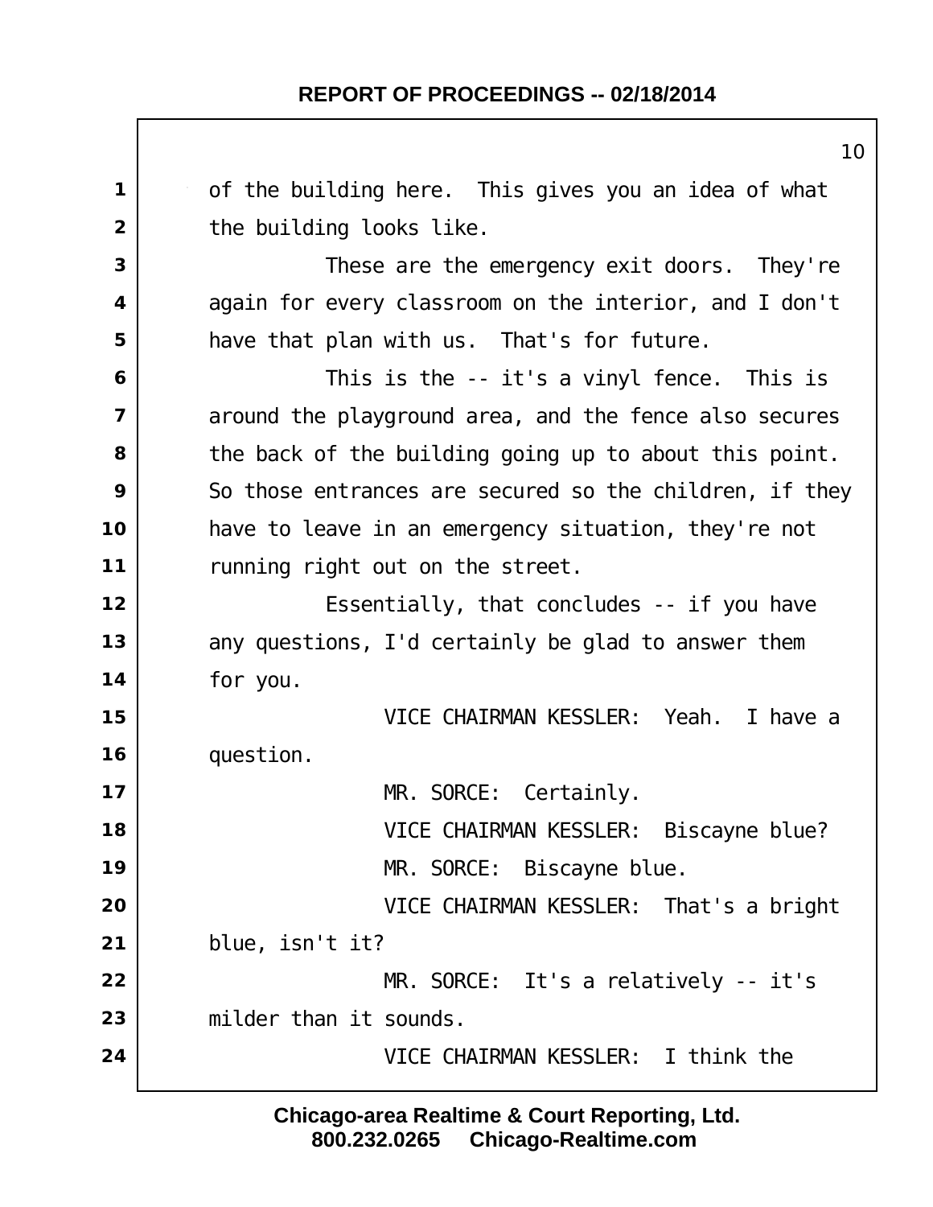of the building here. This gives you an idea of what the building looks like.

These are the emergency exit doors. They're again for every classroom on the interior, and I don't have that plan with us. That's for future.

This is the -- it's a vinyl fence. This is around the playground area, and the fence also secures the back of the building going up to about this point. So those entrances are secured so the children, if they have to leave in an emergency situation, they're not running right out on the street.

Essentially, that concludes -- if you have any questions, I'd certainly be glad to answer them for you.

VICE CHAIRMAN KESSLER: Yeah. I have a question.

MR. SORCE: Certainly.

VICE CHAIRMAN KESSLER: Biscayne blue?

MR. SORCE: Biscayne blue.

VICE CHAIRMAN KESSLER: That's a bright blue, isn't it?

MR. SORCE: It's a relatively -- it's milder than it sounds.

VICE CHAIRMAN KESSLER: I think the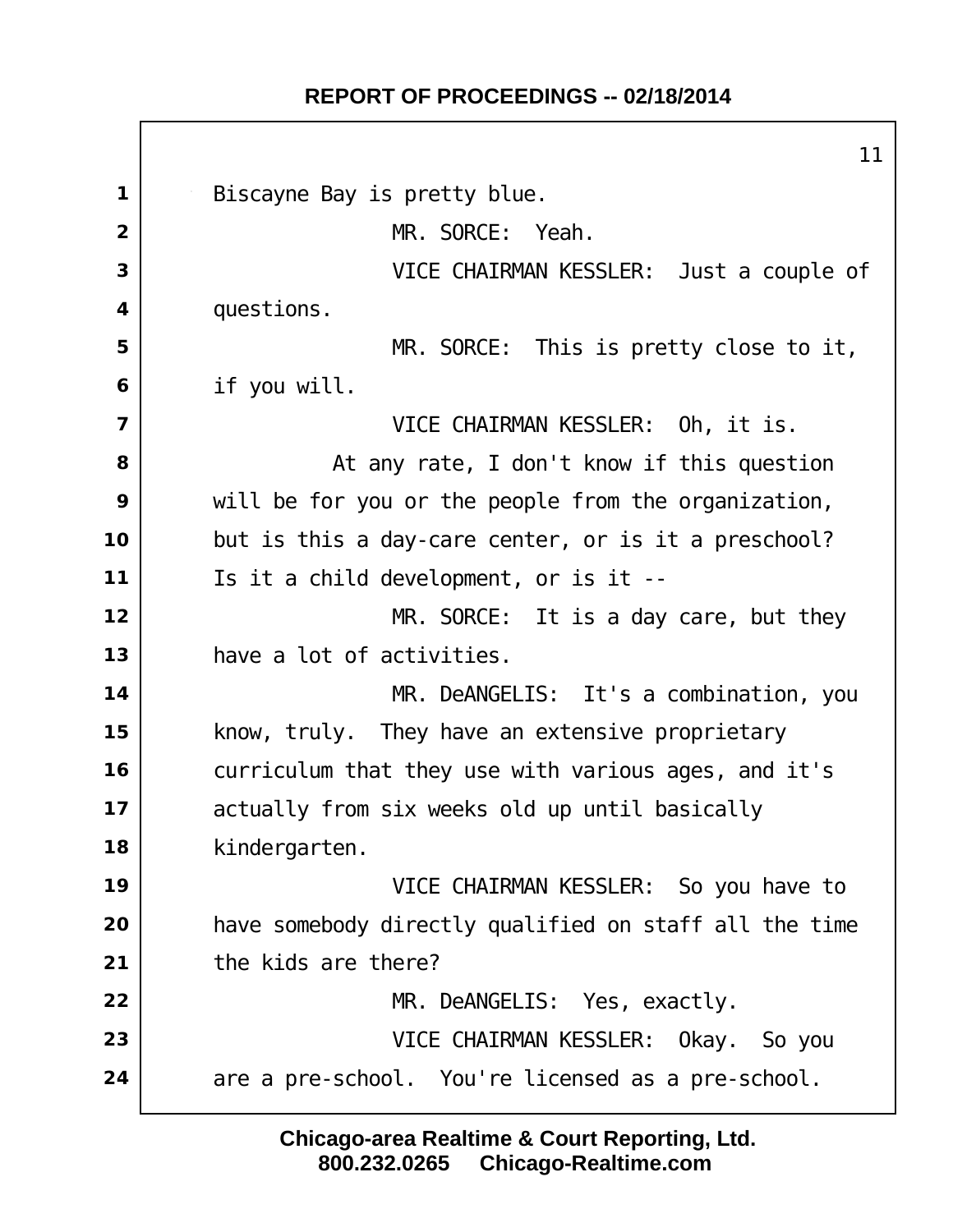Biscayne Bay is pretty blue.

MR. SORCE: Yeah.

VICE CHAIRMAN KESSLER: Just a couple of questions.

MR. SORCE: This is pretty close to it, if you will.

VICE CHAIRMAN KESSLER: Oh, it is.

At any rate, I don't know if this question will be for you or the people from the organization, but is this a day-care center, or is it a preschool? Is it a child development, or is it --

MR. SORCE: It is a day care, but they have a lot of activities.

MR. DeANGELIS: It's a combination, you know, truly. They have an extensive proprietary curriculum that they use with various ages, and it's actually from six weeks old up until basically kindergarten.

VICE CHAIRMAN KESSLER: So you have to have somebody directly qualified on staff all the time the kids are there?

MR. DeANGELIS: Yes, exactly.

VICE CHAIRMAN KESSLER: Okay. So you are a pre-school. You're licensed as a pre-school.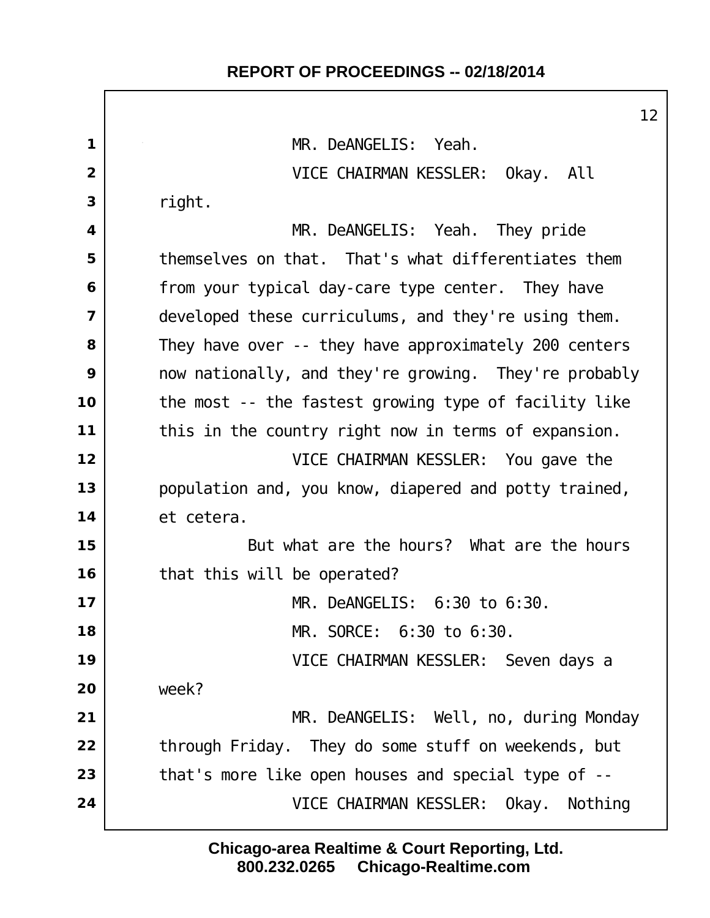MR. DeANGELIS: Yeah.

VICE CHAIRMAN KESSLER: Okay. All right.

MR. DeANGELIS: Yeah. They pride themselves on that. That's what differentiates them from your typical day-care type center. They have developed these curriculums, and they're using them. They have over -- they have approximately 200 centers now nationally, and they're growing. They're probably the most -- the fastest growing type of facility like this in the country right now in terms of expansion.

VICE CHAIRMAN KESSLER: You gave the population and, you know, diapered and potty trained, et cetera.

But what are the hours? What are the hours that this will be operated?

MR. DeANGELIS: 6:30 to 6:30.

MR. SORCE: 6:30 to 6:30.

VICE CHAIRMAN KESSLER: Seven days a week?

MR. DeANGELIS: Well, no, during Monday through Friday. They do some stuff on weekends, but that's more like open houses and special type of --

VICE CHAIRMAN KESSLER: Okay. Nothing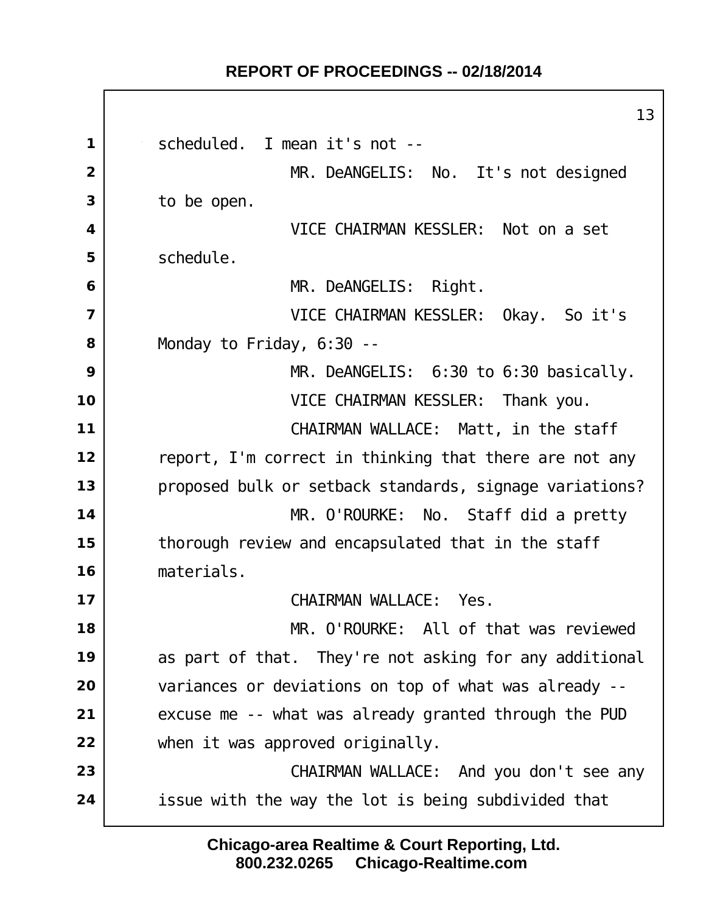scheduled. I mean it's not --

MR. DeANGELIS: No. It's not designed to be open.

VICE CHAIRMAN KESSLER: Not on a set schedule.

MR. DeANGELIS: Right.

VICE CHAIRMAN KESSLER: Okay. So it's Monday to Friday, 6:30 --

MR. DeANGELIS: 6:30 to 6:30 basically.

VICE CHAIRMAN KESSLER: Thank you.

CHAIRMAN WALLACE: Matt, in the staff report, I'm correct in thinking that there are not any proposed bulk or setback standards, signage variations?

MR. O'ROURKE: No. Staff did a pretty thorough review and encapsulated that in the staff materials.

CHAIRMAN WALLACE: Yes.

MR. O'ROURKE: All of that was reviewed as part of that. They're not asking for any additional variances or deviations on top of what was already -- excuse me -- what was already granted through the PUD when it was approved originally.

CHAIRMAN WALLACE: And you don't see any issue with the way the lot is being subdivided that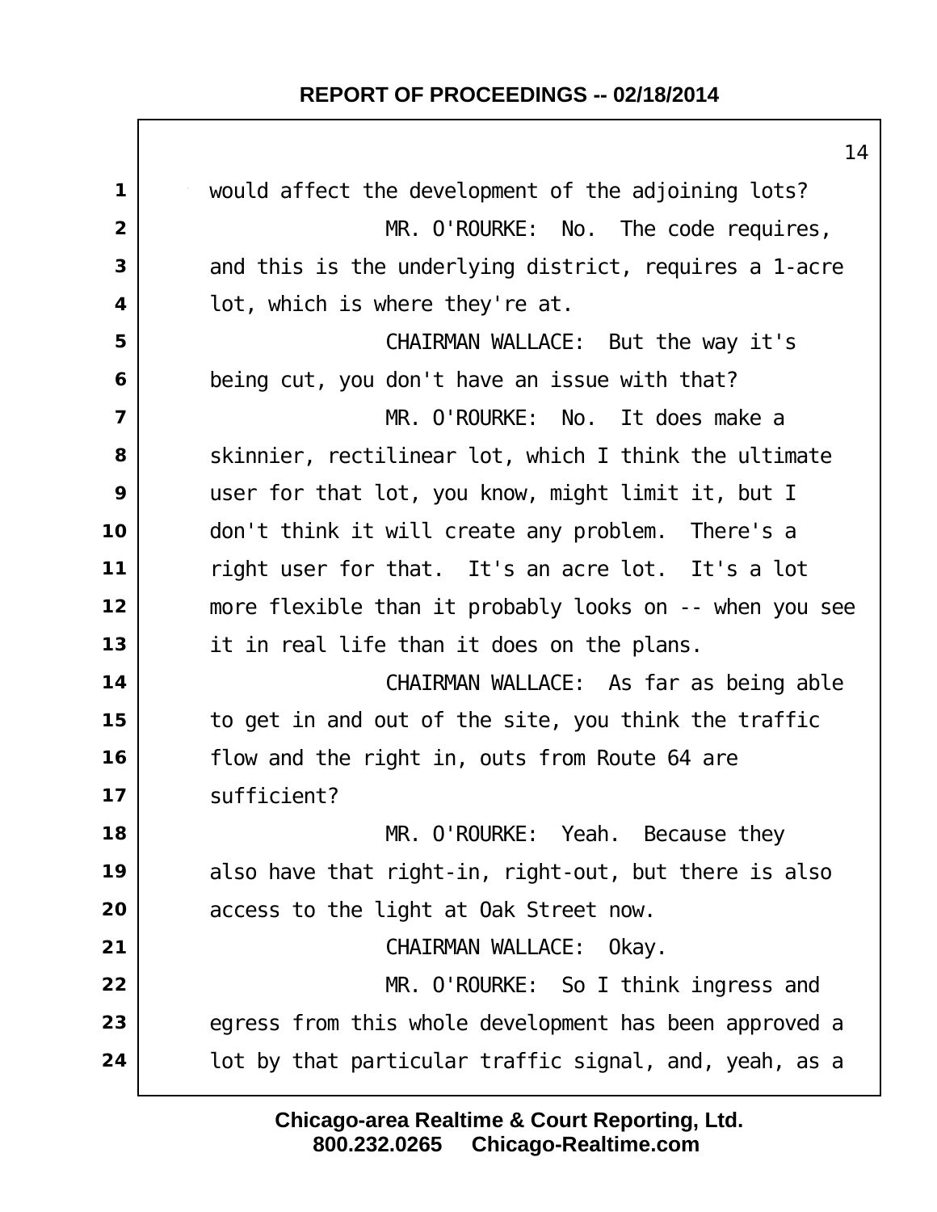would affect the development of the adjoining lots?

MR. O'ROURKE: No. The code requires, and this is the underlying district, requires a 1-acre lot, which is where they're at.

CHAIRMAN WALLACE: But the way it's being cut, you don't have an issue with that?

MR. O'ROURKE: No. It does make a skinnier, rectilinear lot, which I think the ultimate user for that lot, you know, might limit it, but I don't think it will create any problem. There's a right user for that. It's an acre lot. It's a lot more flexible than it probably looks on -- when you see it in real life than it does on the plans.

CHAIRMAN WALLACE: As far as being able to get in and out of the site, you think the traffic flow and the right in, outs from Route 64 are sufficient?

MR. O'ROURKE: Yeah. Because they also have that right-in, right-out, but there is also access to the light at Oak Street now.

CHAIRMAN WALLACE: Okay.

MR. O'ROURKE: So I think ingress and egress from this whole development has been approved a lot by that particular traffic signal, and, yeah, as a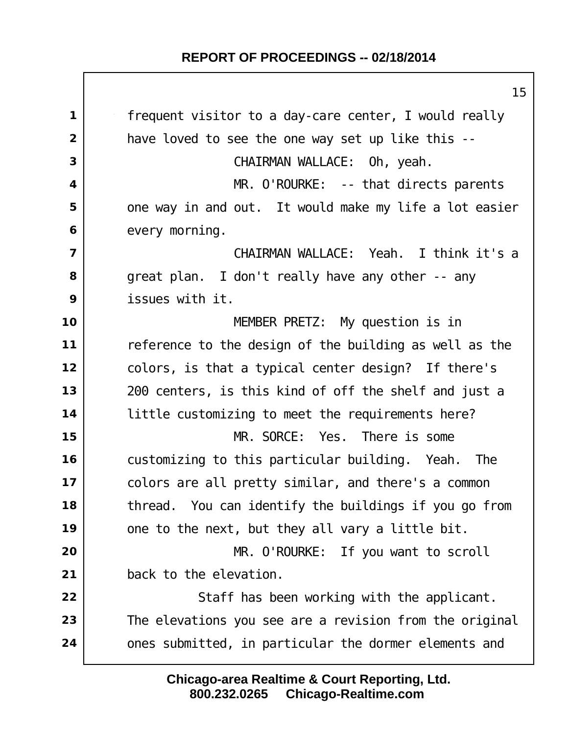frequent visitor to a day-care center, I would really have loved to see the one way set up like this --

CHAIRMAN WALLACE: Oh, yeah.

MR. O'ROURKE: -- that directs parents one way in and out. It would make my life a lot easier every morning.

CHAIRMAN WALLACE: Yeah. I think it's a great plan. I don't really have any other -- any issues with it.

MEMBER PRETZ: My question is in reference to the design of the building as well as the colors, is that a typical center design? If there's 200 centers, is this kind of off the shelf and just a little customizing to meet the requirements here?

MR. SORCE: Yes. There is some customizing to this particular building. Yeah. The colors are all pretty similar, and there's a common thread. You can identify the buildings if you go from one to the next, but they all vary a little bit.

MR. O'ROURKE: If you want to scroll back to the elevation.

Staff has been working with the applicant. The elevations you see are a revision from the original ones submitted, in particular the dormer elements and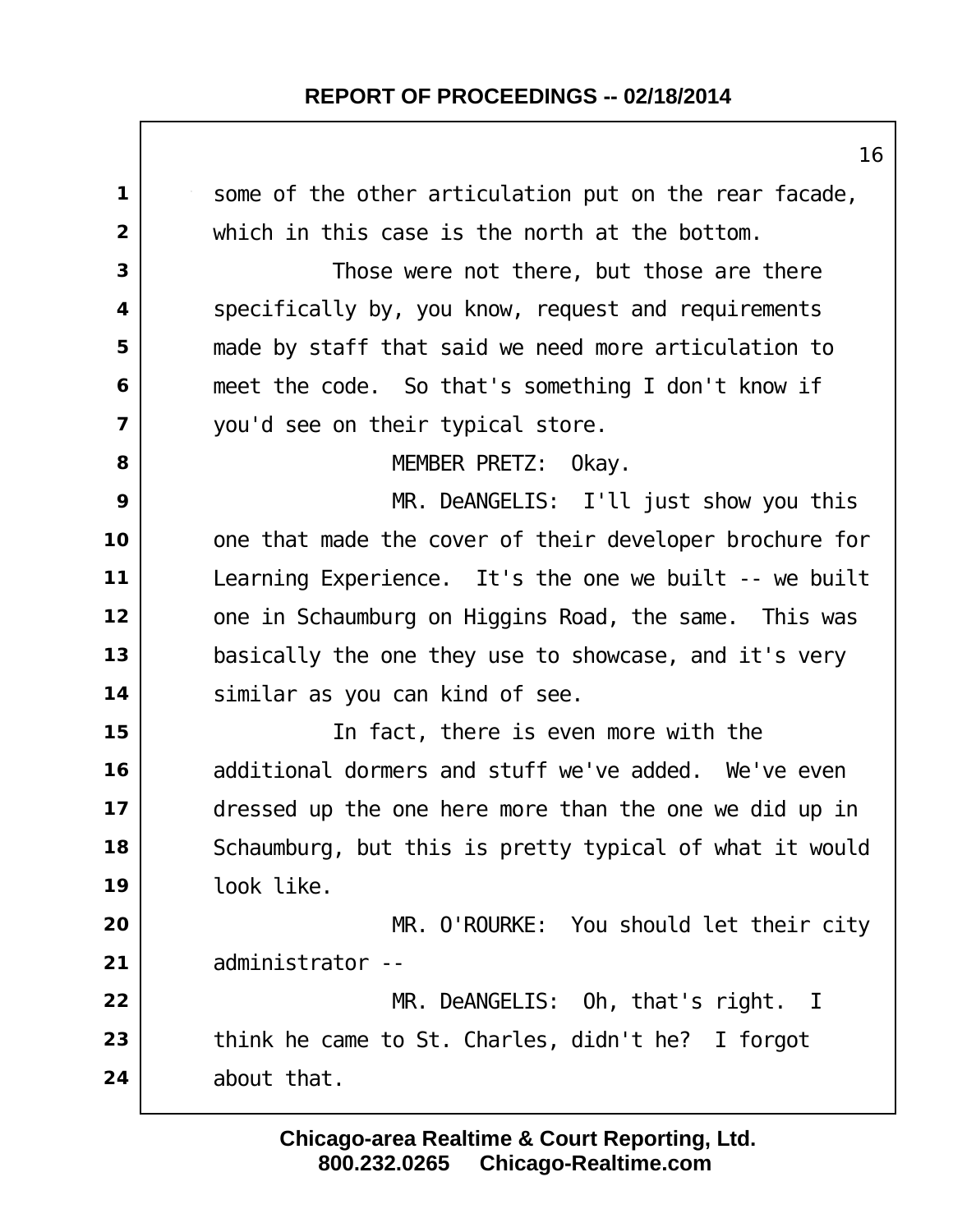some of the other articulation put on the rear facade, which in this case is the north at the bottom.

Those were not there, but those are there specifically by, you know, request and requirements made by staff that said we need more articulation to meet the code. So that's something I don't know if you'd see on their typical store.

MEMBER PRETZ: Okay.

MR. DeANGELIS: I'll just show you this one that made the cover of their developer brochure for Learning Experience. It's the one we built -- we built one in Schaumburg on Higgins Road, the same. This was basically the one they use to showcase, and it's very similar as you can kind of see.

In fact, there is even more with the additional dormers and stuff we've added. We've even dressed up the one here more than the one we did up in Schaumburg, but this is pretty typical of what it would look like.

MR. O'ROURKE: You should let their city administrator --

MR. DeANGELIS: Oh, that's right. I think he came to St. Charles, didn't he? I forgot about that.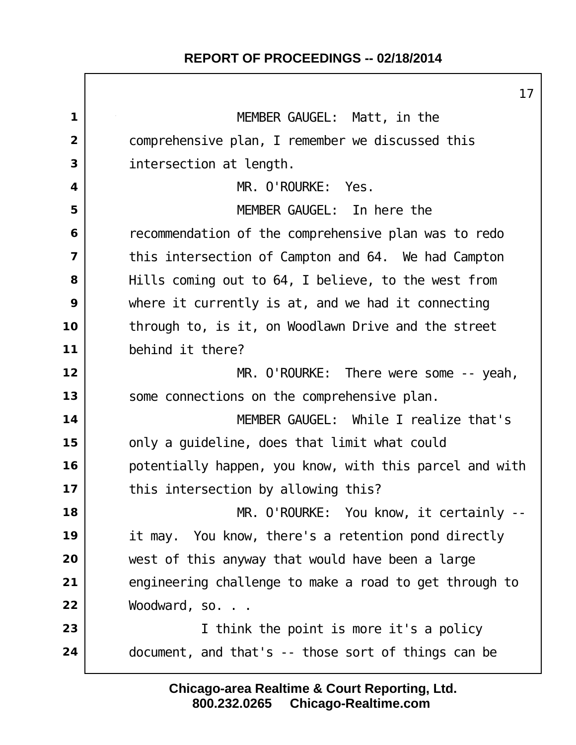MEMBER GAUGEL: Matt, in the comprehensive plan, I remember we discussed this intersection at length.

MR. O'ROURKE: Yes.

MEMBER GAUGEL: In here the recommendation of the comprehensive plan was to redo this intersection of Campton and 64. We had Campton Hills coming out to 64, I believe, to the west from where it currently is at, and we had it connecting through to, is it, on Woodlawn Drive and the street behind it there?

MR. O'ROURKE: There were some -- yeah, some connections on the comprehensive plan.

MEMBER GAUGEL: While I realize that's only a guideline, does that limit what could potentially happen, you know, with this parcel and with this intersection by allowing this?

MR. O'ROURKE: You know, it certainly -- it may. You know, there's a retention pond directly west of this anyway that would have been a large engineering challenge to make a road to get through to Woodward, so. . .

I think the point is more it's a policy document, and that's -- those sort of things can be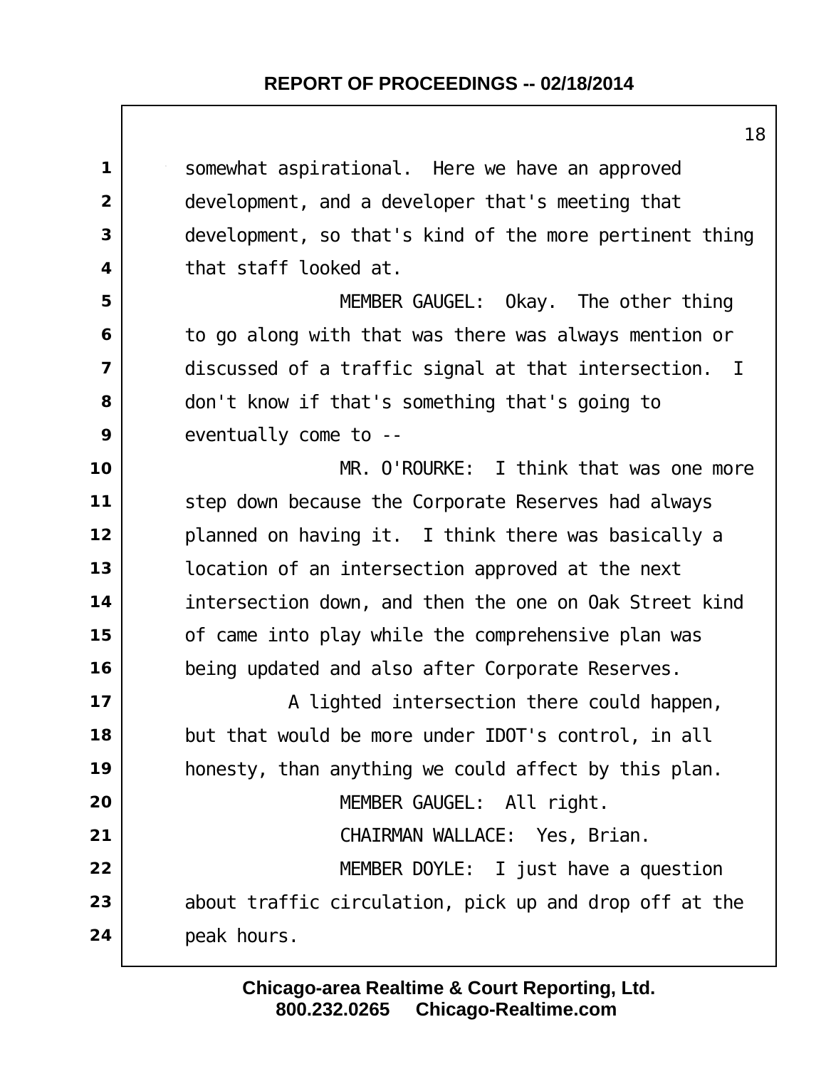somewhat aspirational. Here we have an approved development, and a developer that's meeting that development, so that's kind of the more pertinent thing that staff looked at.

MEMBER GAUGEL: Okay. The other thing to go along with that was there was always mention or discussed of a traffic signal at that intersection. I don't know if that's something that's going to eventually come to --

MR. O'ROURKE: I think that was one more step down because the Corporate Reserves had always planned on having it. I think there was basically a location of an intersection approved at the next intersection down, and then the one on Oak Street kind of came into play while the comprehensive plan was being updated and also after Corporate Reserves.

A lighted intersection there could happen, but that would be more under IDOT's control, in all honesty, than anything we could affect by this plan.

MEMBER GAUGEL: All right.

CHAIRMAN WALLACE: Yes, Brian.

MEMBER DOYLE: I just have a question about traffic circulation, pick up and drop off at the peak hours.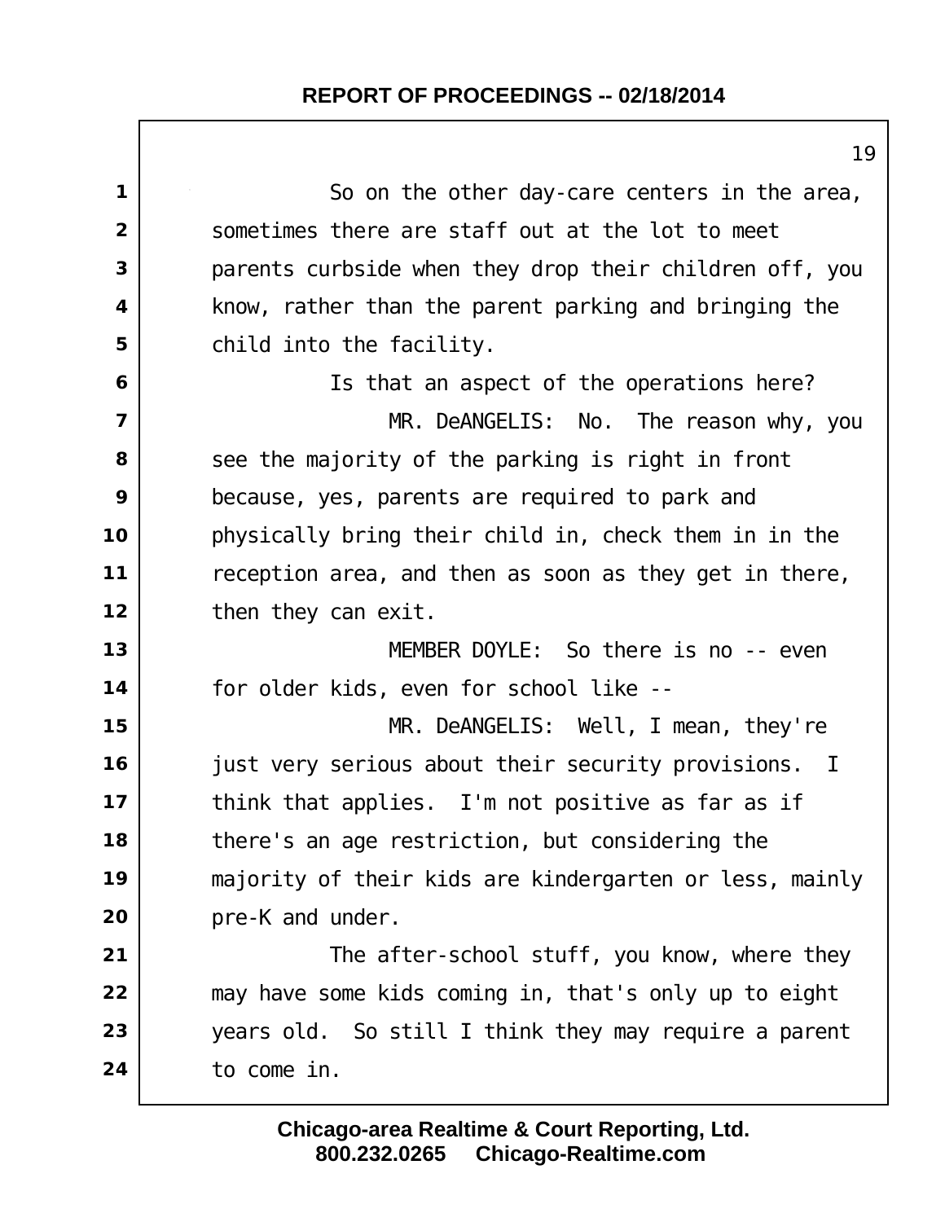So on the other day-care centers in the area, sometimes there are staff out at the lot to meet parents curbside when they drop their children off, you know, rather than the parent parking and bringing the child into the facility.

Is that an aspect of the operations here?

MR. DeANGELIS: No. The reason why, you see the majority of the parking is right in front because, yes, parents are required to park and physically bring their child in, check them in in the reception area, and then as soon as they get in there, then they can exit.

MEMBER DOYLE: So there is no -- even for older kids, even for school like --

MR. DeANGELIS: Well, I mean, they're just very serious about their security provisions. I think that applies. I'm not positive as far as if there's an age restriction, but considering the majority of their kids are kindergarten or less, mainly pre-K and under.

The after-school stuff, you know, where they may have some kids coming in, that's only up to eight years old. So still I think they may require a parent to come in.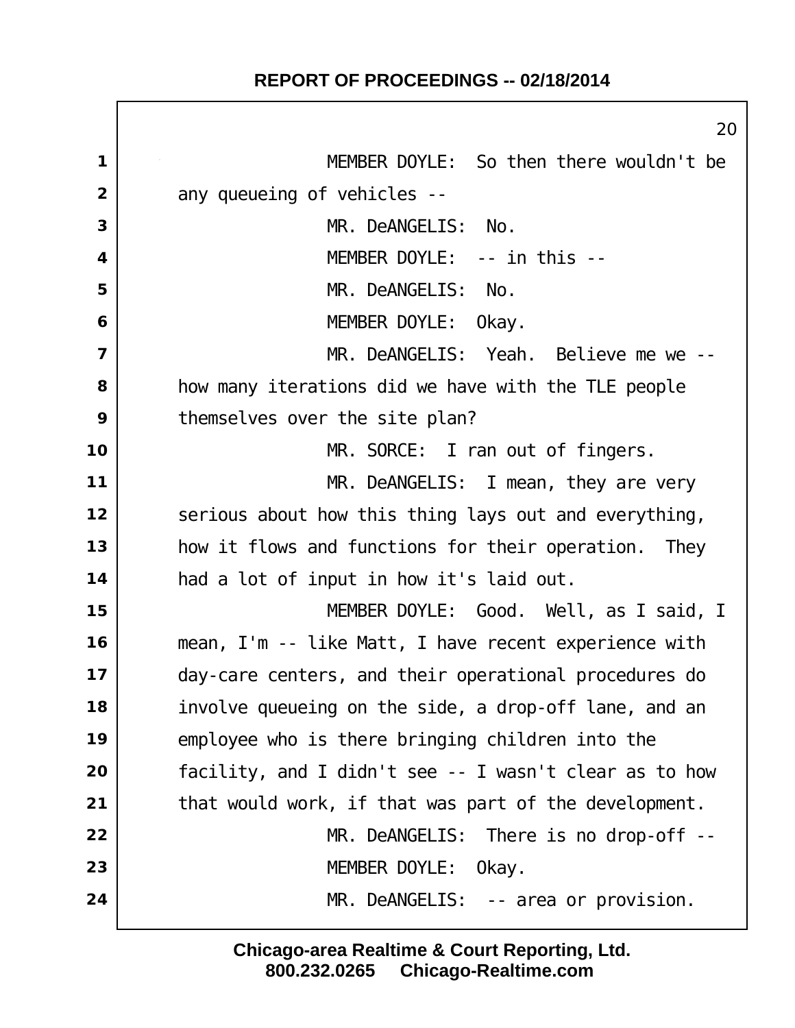MEMBER DOYLE: So then there wouldn't be any queueing of vehicles --

MR. DeANGELIS: No.

MEMBER DOYLE: -- in this --

MR. DeANGELIS: No.

MEMBER DOYLE: Okay.

MR. DeANGELIS: Yeah. Believe me we -- how many iterations did we have with the TLE people themselves over the site plan?

MR. SORCE: I ran out of fingers.

MR. DeANGELIS: I mean, they are very serious about how this thing lays out and everything, how it flows and functions for their operation. They had a lot of input in how it's laid out.

MEMBER DOYLE: Good. Well, as I said, I mean, I'm -- like Matt, I have recent experience with day-care centers, and their operational procedures do involve queueing on the side, a drop-off lane, and an employee who is there bringing children into the facility, and I didn't see -- I wasn't clear as to how that would work, if that was part of the development.

MR. DeANGELIS: There is no drop-off --

MEMBER DOYLE: Okay.

MR. DeANGELIS: -- area or provision.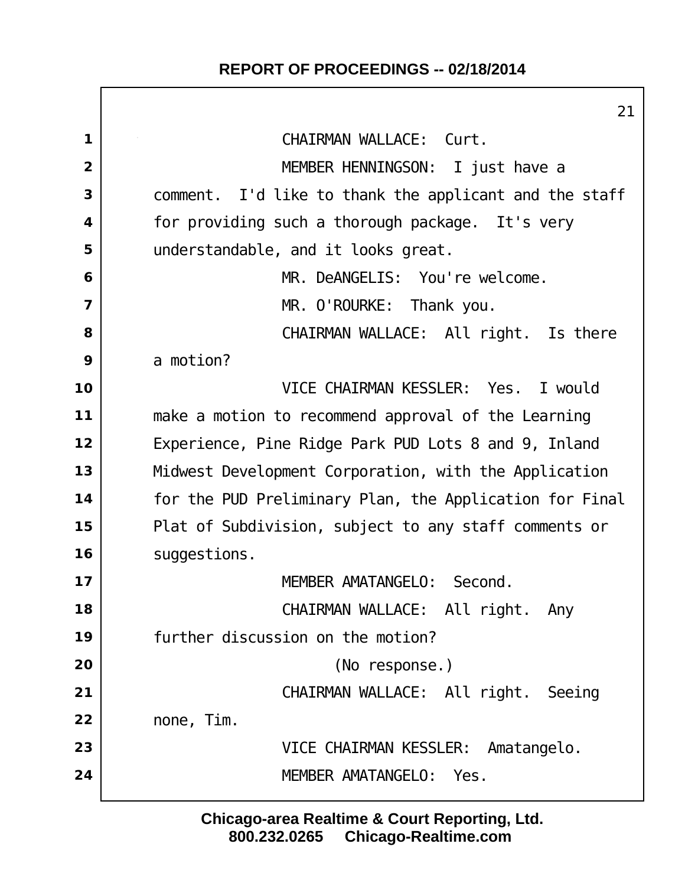CHAIRMAN WALLACE: Curt.

MEMBER HENNINGSON: I just have a comment. I'd like to thank the applicant and the staff for providing such a thorough package. It's very understandable, and it looks great.

MR. DeANGELIS: You're welcome.

MR. O'ROURKE: Thank you.

CHAIRMAN WALLACE: All right. Is there a motion?

VICE CHAIRMAN KESSLER: Yes. I would make a motion to recommend approval of the Learning Experience, Pine Ridge Park PUD Lots 8 and 9, Inland Midwest Development Corporation, with the Application for the PUD Preliminary Plan, the Application for Final Plat of Subdivision, subject to any staff comments or suggestions.

MEMBER AMATANGELO: Second.

CHAIRMAN WALLACE: All right. Any further discussion on the motion?

(No response.)

CHAIRMAN WALLACE: All right. Seeing none, Tim.

VICE CHAIRMAN KESSLER: Amatangelo.

MEMBER AMATANGELO: Yes.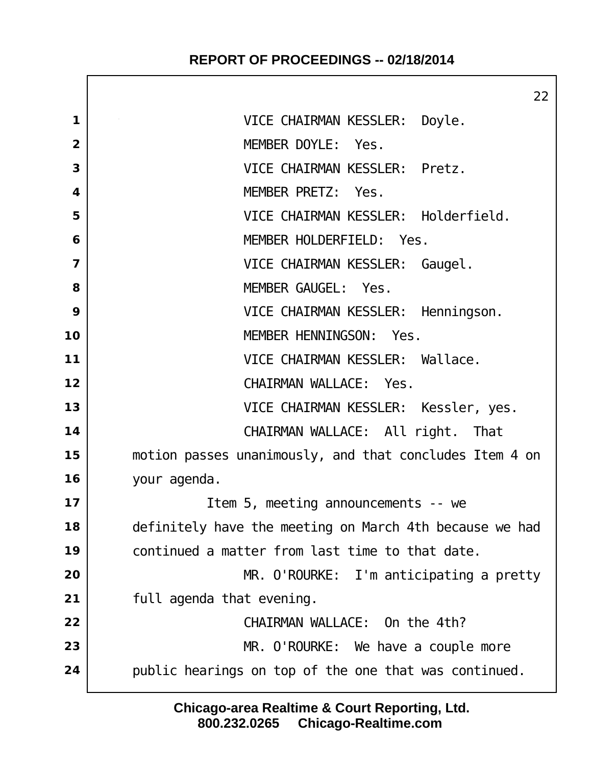VICE CHAIRMAN KESSLER: Doyle.

MEMBER DOYLE: Yes.

VICE CHAIRMAN KESSLER: Pretz.

MEMBER PRETZ: Yes.

VICE CHAIRMAN KESSLER: Holderfield.

MEMBER HOLDERFIELD: Yes.

VICE CHAIRMAN KESSLER: Gaugel.

MEMBER GAUGEL: Yes.

VICE CHAIRMAN KESSLER: Henningson.

MEMBER HENNINGSON: Yes.

VICE CHAIRMAN KESSLER: Wallace.

CHAIRMAN WALLACE: Yes.

VICE CHAIRMAN KESSLER: Kessler, yes.

CHAIRMAN WALLACE: All right. That motion passes unanimously, and that concludes Item 4 on your agenda.

Item 5, meeting announcements -- we definitely have the meeting on March 4th because we had continued a matter from last time to that date.

MR. O'ROURKE: I'm anticipating a pretty full agenda that evening.

CHAIRMAN WALLACE: On the 4th?

MR. O'ROURKE: We have a couple more public hearings on top of the one that was continued.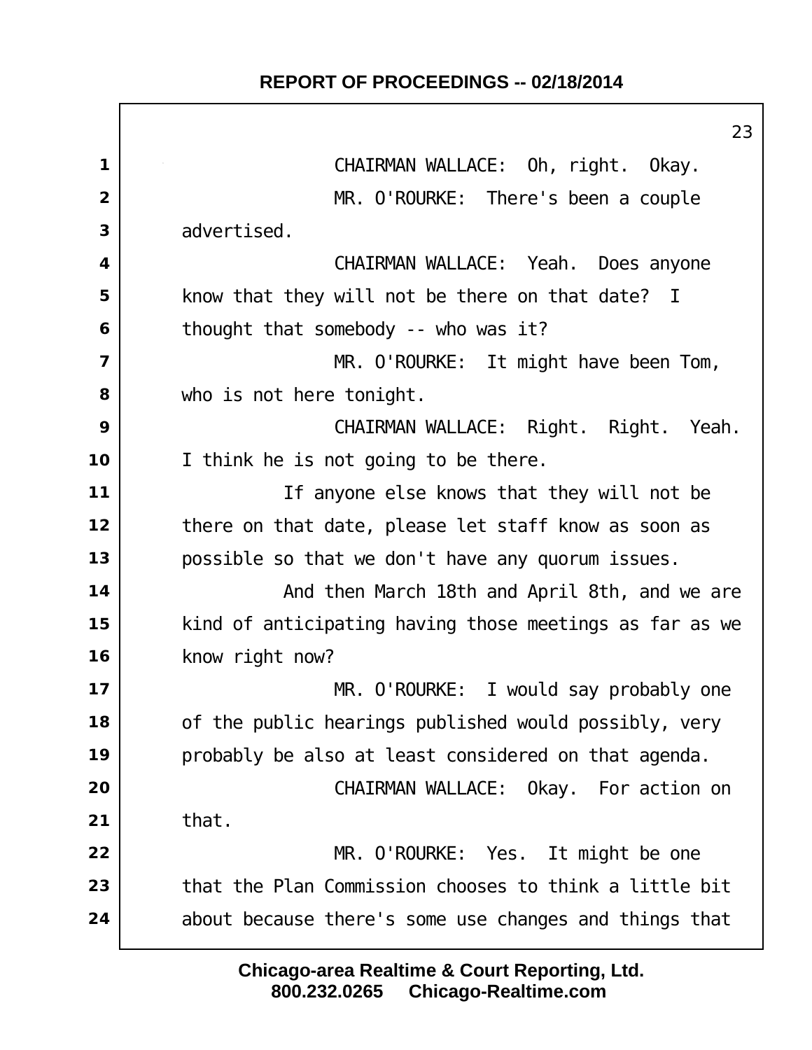CHAIRMAN WALLACE: Oh, right. Okay.

MR. O'ROURKE: There's been a couple advertised.

CHAIRMAN WALLACE: Yeah. Does anyone know that they will not be there on that date? I thought that somebody -- who was it?

MR. O'ROURKE: It might have been Tom, who is not here tonight.

CHAIRMAN WALLACE: Right. Right. Yeah. I think he is not going to be there.

If anyone else knows that they will not be there on that date, please let staff know as soon as possible so that we don't have any quorum issues.

And then March 18th and April 8th, and we are kind of anticipating having those meetings as far as we know right now?

MR. O'ROURKE: I would say probably one of the public hearings published would possibly, very probably be also at least considered on that agenda.

CHAIRMAN WALLACE: Okay. For action on that.

MR. O'ROURKE: Yes. It might be one that the Plan Commission chooses to think a little bit about because there's some use changes and things that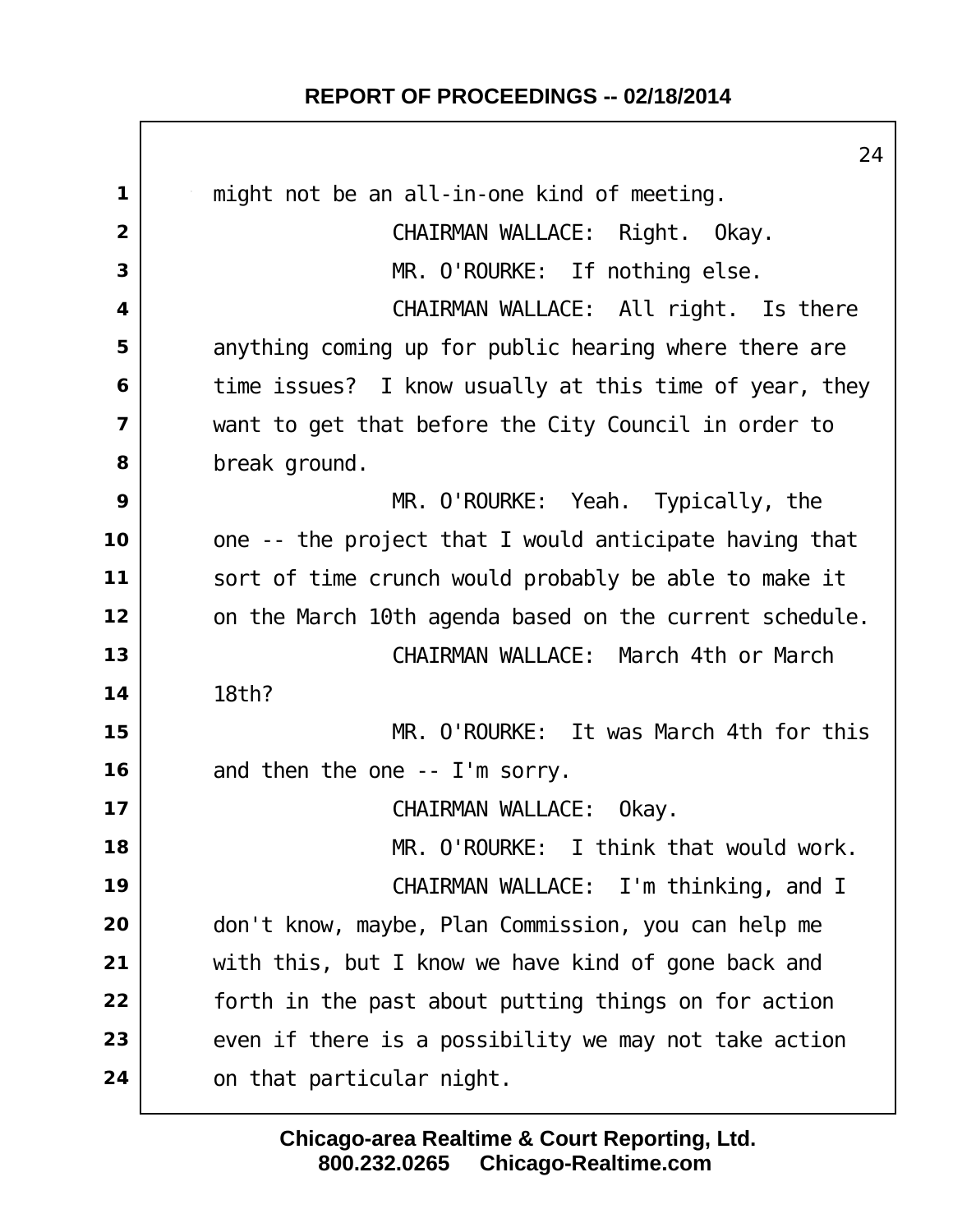might not be an all-in-one kind of meeting.

CHAIRMAN WALLACE: Right. Okay.

MR. O'ROURKE: If nothing else.

CHAIRMAN WALLACE: All right. Is there anything coming up for public hearing where there are time issues? I know usually at this time of year, they want to get that before the City Council in order to break ground.

MR. O'ROURKE: Yeah. Typically, the one -- the project that I would anticipate having that sort of time crunch would probably be able to make it on the March 10th agenda based on the current schedule.

CHAIRMAN WALLACE: March 4th or March 18th?

MR. O'ROURKE: It was March 4th for this and then the one -- I'm sorry.

CHAIRMAN WALLACE: Okay.

MR. O'ROURKE: I think that would work.

CHAIRMAN WALLACE: I'm thinking, and I don't know, maybe, Plan Commission, you can help me with this, but I know we have kind of gone back and forth in the past about putting things on for action even if there is a possibility we may not take action on that particular night.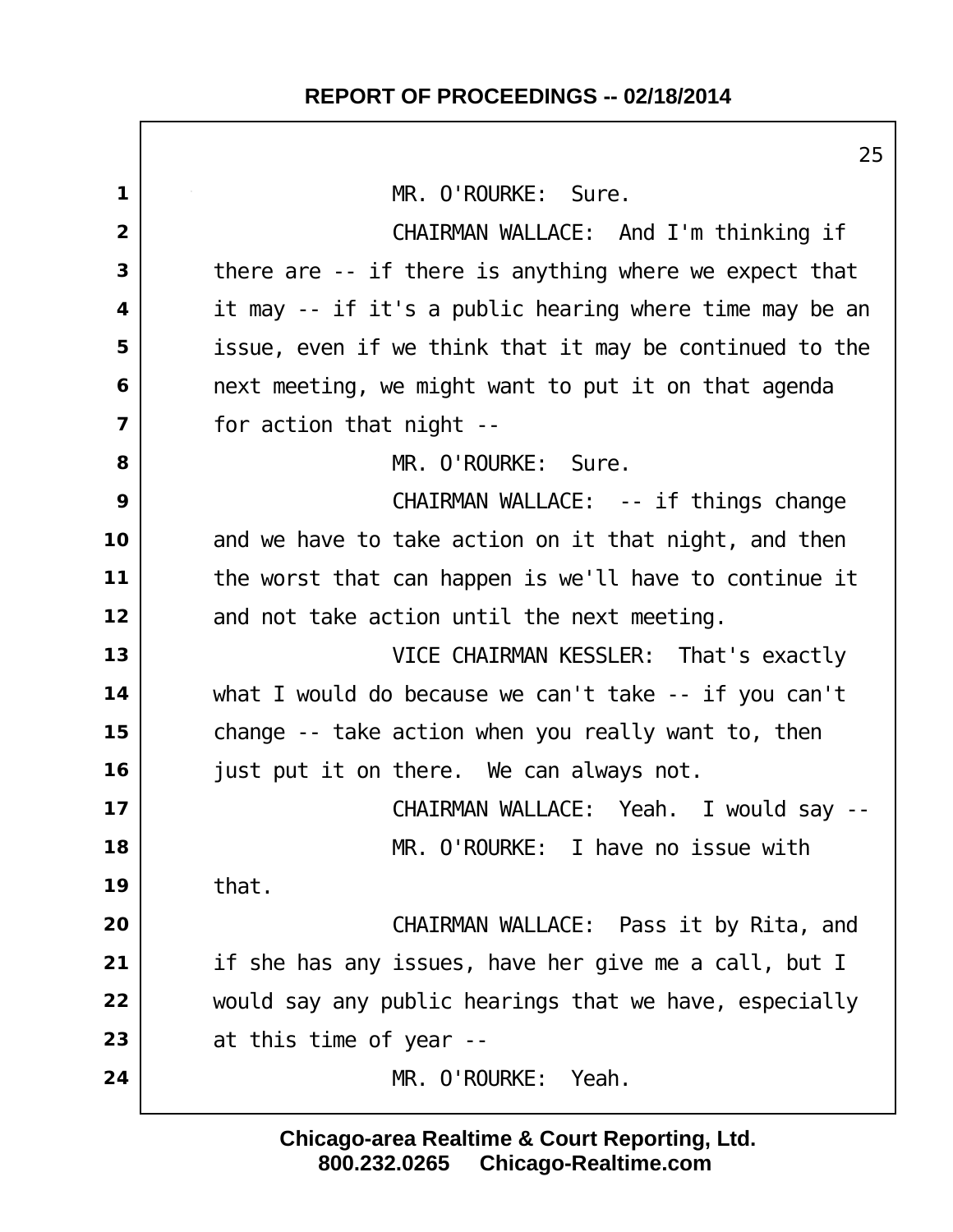MR. O'ROURKE: Sure.

CHAIRMAN WALLACE: And I'm thinking if there are -- if there is anything where we expect that it may -- if it's a public hearing where time may be an issue, even if we think that it may be continued to the next meeting, we might want to put it on that agenda for action that night --

MR. O'ROURKE: Sure.

CHAIRMAN WALLACE: -- if things change and we have to take action on it that night, and then the worst that can happen is we'll have to continue it and not take action until the next meeting.

VICE CHAIRMAN KESSLER: That's exactly what I would do because we can't take -- if you can't change -- take action when you really want to, then just put it on there. We can always not.

CHAIRMAN WALLACE: Yeah. I would say --

MR. O'ROURKE: I have no issue with that.

CHAIRMAN WALLACE: Pass it by Rita, and if she has any issues, have her give me a call, but I would say any public hearings that we have, especially at this time of year --

MR. O'ROURKE: Yeah.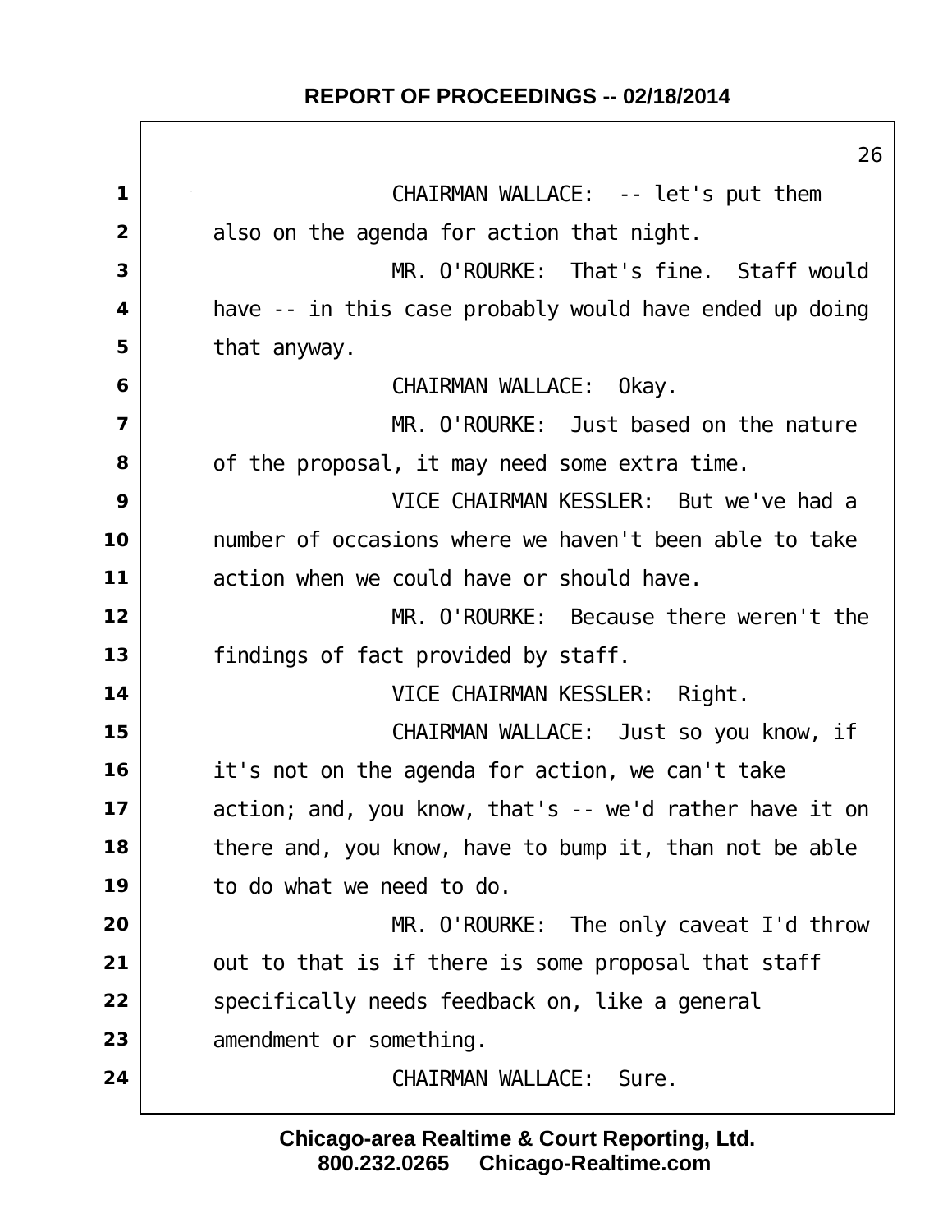CHAIRMAN WALLACE: -- let's put them also on the agenda for action that night.

MR. O'ROURKE: That's fine. Staff would have -- in this case probably would have ended up doing that anyway.

CHAIRMAN WALLACE: Okay.

MR. O'ROURKE: Just based on the nature of the proposal, it may need some extra time.

VICE CHAIRMAN KESSLER: But we've had a number of occasions where we haven't been able to take action when we could have or should have.

MR. O'ROURKE: Because there weren't the findings of fact provided by staff.

VICE CHAIRMAN KESSLER: Right.

CHAIRMAN WALLACE: Just so you know, if it's not on the agenda for action, we can't take action; and, you know, that's -- we'd rather have it on there and, you know, have to bump it, than not be able to do what we need to do.

MR. O'ROURKE: The only caveat I'd throw out to that is if there is some proposal that staff specifically needs feedback on, like a general amendment or something.

CHAIRMAN WALLACE: Sure.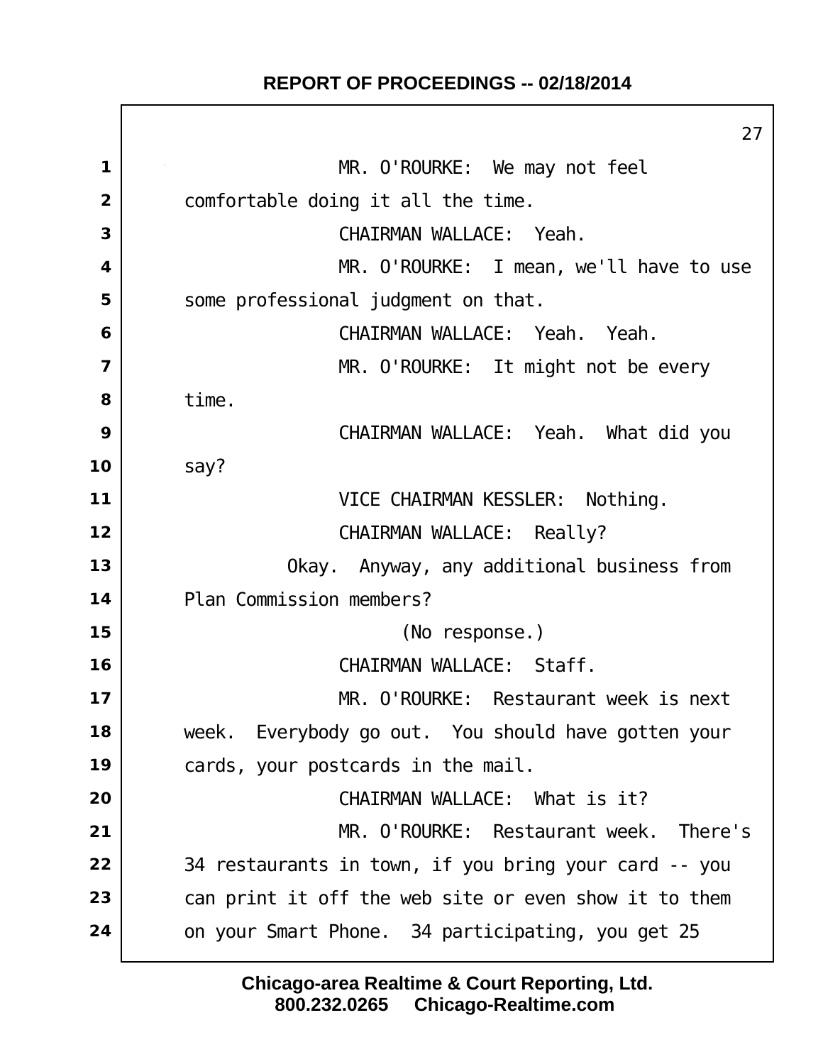MR. O'ROURKE: We may not feel comfortable doing it all the time.

CHAIRMAN WALLACE: Yeah.

MR. O'ROURKE: I mean, we'll have to use some professional judgment on that.

CHAIRMAN WALLACE: Yeah. Yeah.

MR. O'ROURKE: It might not be every time.

CHAIRMAN WALLACE: Yeah. What did you say?

VICE CHAIRMAN KESSLER: Nothing.

CHAIRMAN WALLACE: Really?

Okay. Anyway, any additional business from Plan Commission members?

(No response.)

CHAIRMAN WALLACE: Staff.

MR. O'ROURKE: Restaurant week is next week. Everybody go out. You should have gotten your cards, your postcards in the mail.

CHAIRMAN WALLACE: What is it?

MR. O'ROURKE: Restaurant week. There's 34 restaurants in town, if you bring your card -- you can print it off the web site or even show it to them on your Smart Phone. 34 participating, you get 25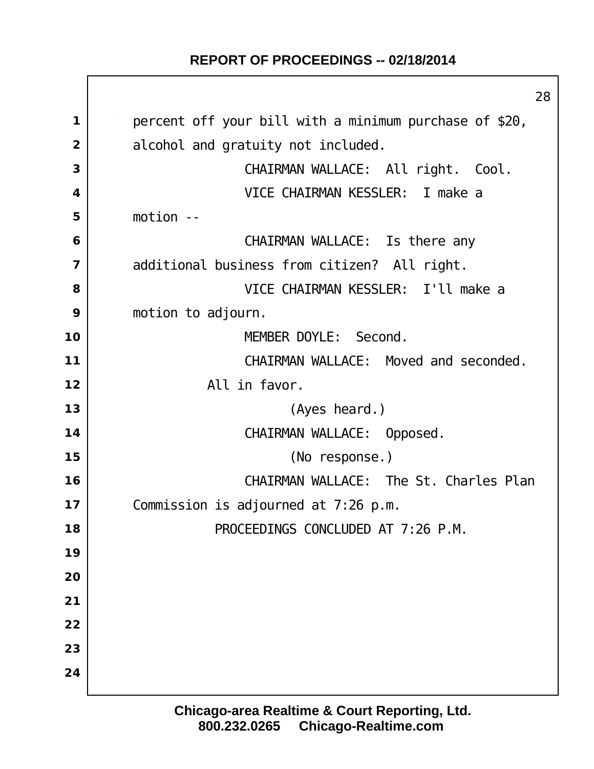percent off your bill with a minimum purchase of $20, alcohol and gratuity not included.

CHAIRMAN WALLACE: All right. Cool.

VICE CHAIRMAN KESSLER: I make a motion --

CHAIRMAN WALLACE: Is there any additional business from citizen? All right.

VICE CHAIRMAN KESSLER: I'll make a motion to adjourn.

MEMBER DOYLE: Second.

CHAIRMAN WALLACE: Moved and seconded. All in favor.

(Ayes heard.)

CHAIRMAN WALLACE: Opposed.

(No response.)

CHAIRMAN WALLACE: The St. Charles Plan Commission is adjourned at 7:26 p.m.

PROCEEDINGS CONCLUDED AT 7:26 P.M.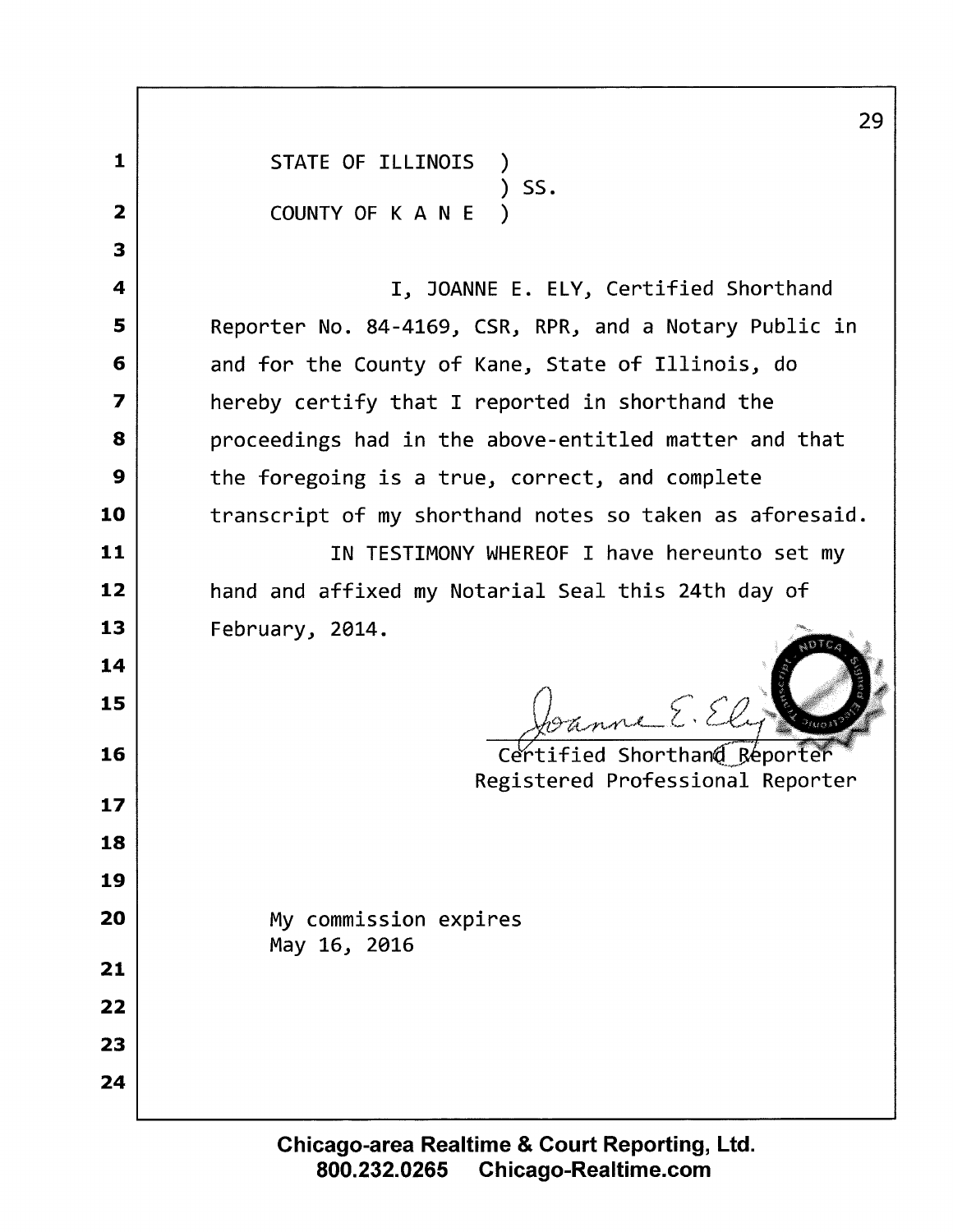STATE OF ILLINOIS )
) SS.
COUNTY OF K A N E )

I, JOANNE E. ELY, Certified Shorthand Reporter No. 84-4169, CSR, RPR, and a Notary Public in and for the County of Kane, State of Illinois, do hereby certify that I reported in shorthand the proceedings had in the above-entitled matter and that the foregoing is a true, correct, and complete transcript of my shorthand notes so taken as aforesaid.

IN TESTIMONY WHEREOF I have hereunto set my hand and affixed my Notarial Seal this 24th day of February, 2014.

Joanne E. Ely
Certified Shorthand Reporter
Registered Professional Reporter

My commission expires
May 16, 2016

Chicago-area Realtime & Court Reporting, Ltd.
800.232.0265 Chicago-Realtime.com